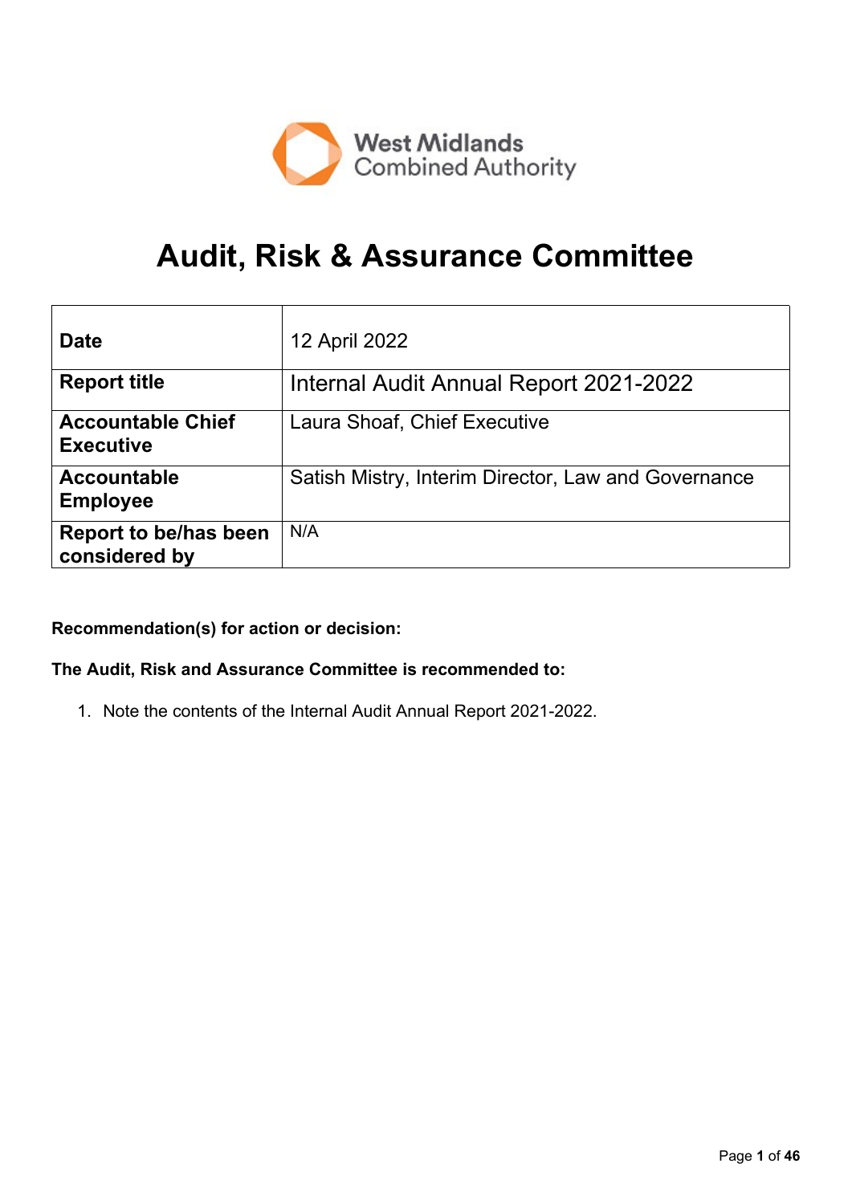West Midlands Combined Authority

# Audit, Risk & Assurance Committee

| | |
|---|---|
| **Date** | 12 April 2022 |
| **Report title** | Internal Audit Annual Report 2021-2022 |
| **Accountable Chief Executive** | Laura Shoaf, Chief Executive |
| **Accountable Employee** | Satish Mistry, Interim Director, Law and Governance |
| **Report to be/has been considered by** | N/A |

**Recommendation(s) for action or decision:**

**The Audit, Risk and Assurance Committee is recommended to:**

1. Note the contents of the Internal Audit Annual Report 2021-2022.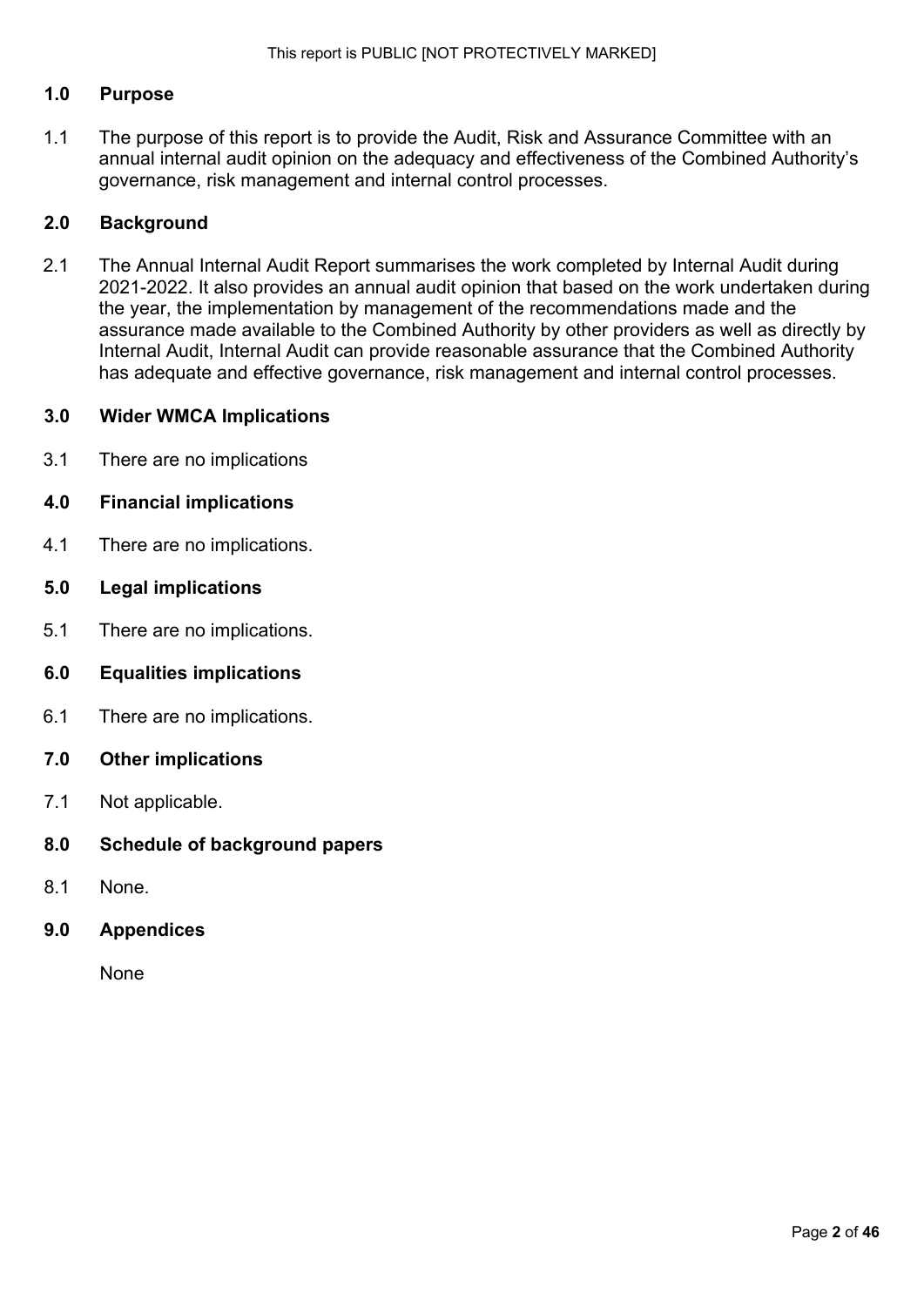## 1.0 Purpose

1.1 The purpose of this report is to provide the Audit, Risk and Assurance Committee with an annual internal audit opinion on the adequacy and effectiveness of the Combined Authority's governance, risk management and internal control processes.

## 2.0 Background

2.1 The Annual Internal Audit Report summarises the work completed by Internal Audit during 2021-2022. It also provides an annual audit opinion that based on the work undertaken during the year, the implementation by management of the recommendations made and the assurance made available to the Combined Authority by other providers as well as directly by Internal Audit, Internal Audit can provide reasonable assurance that the Combined Authority has adequate and effective governance, risk management and internal control processes.

## 3.0 Wider WMCA Implications

3.1 There are no implications

## 4.0 Financial implications

4.1 There are no implications.

## 5.0 Legal implications

5.1 There are no implications.

## 6.0 Equalities implications

6.1 There are no implications.

## 7.0 Other implications

7.1 Not applicable.

## 8.0 Schedule of background papers

8.1 None.

## 9.0 Appendices

None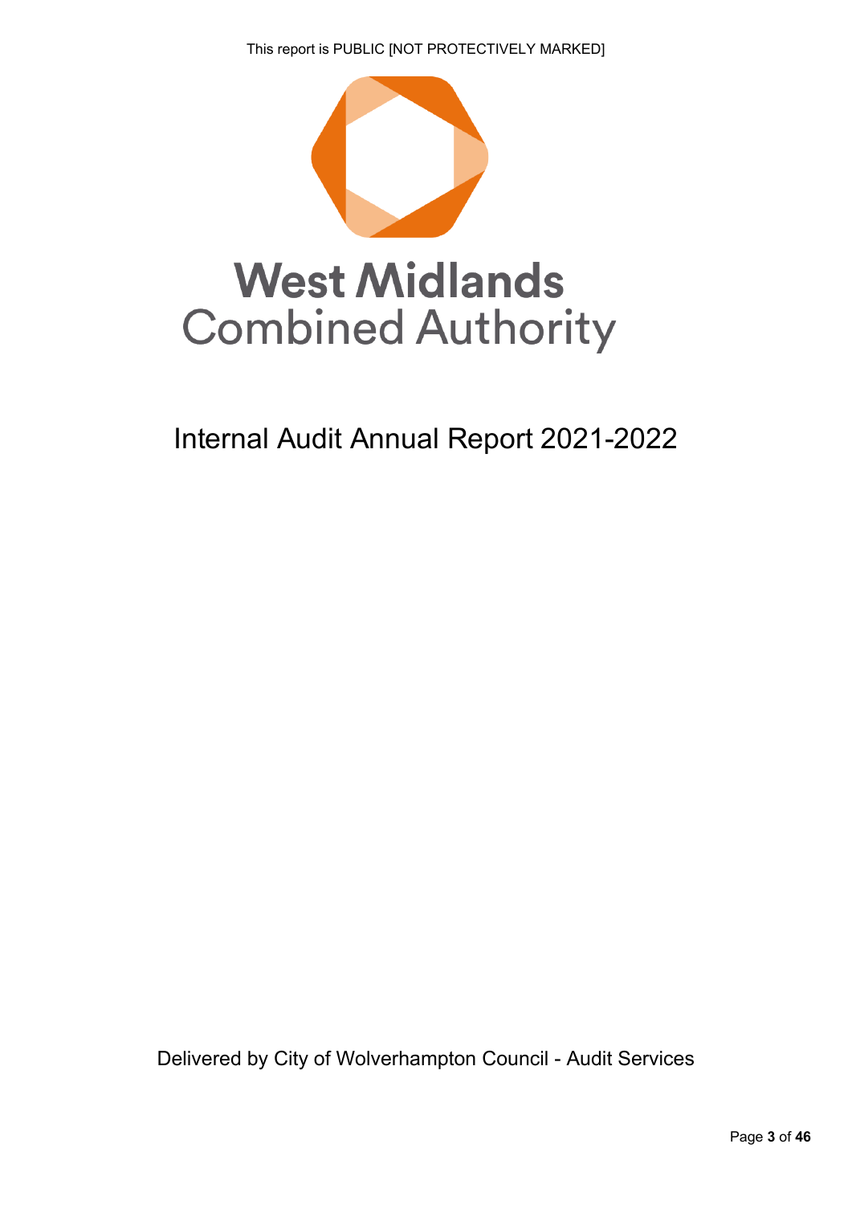This report is PUBLIC [NOT PROTECTIVELY MARKED]

# West Midlands Combined Authority

## Internal Audit Annual Report 2021-2022

Delivered by City of Wolverhampton Council - Audit Services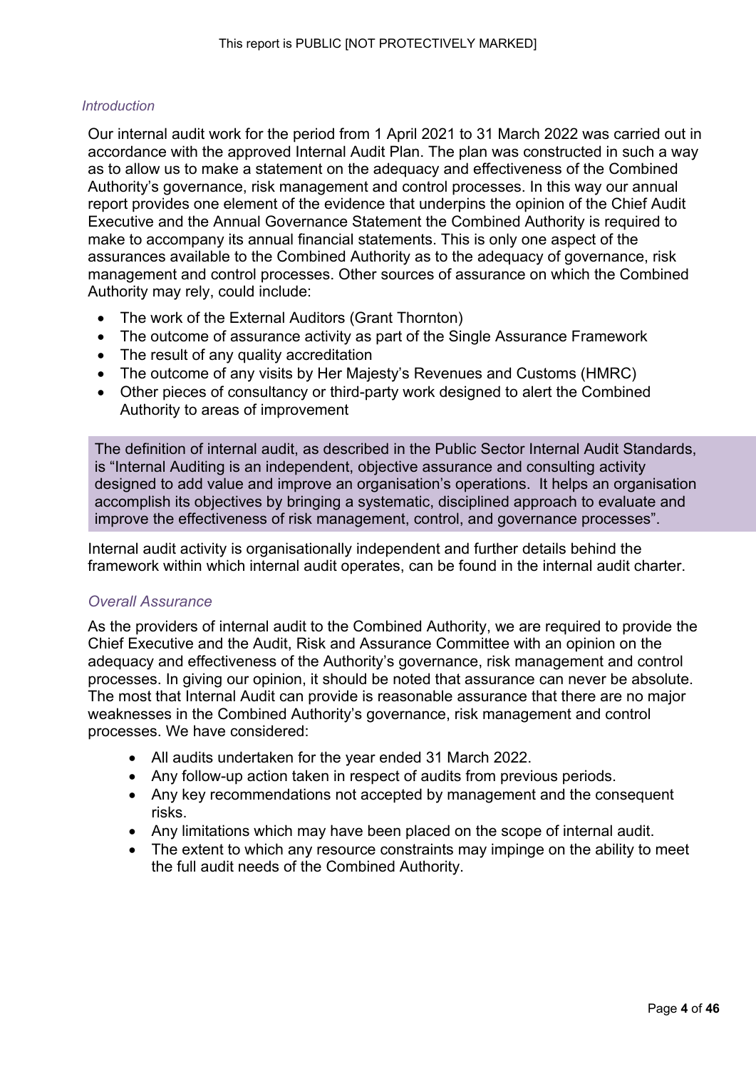### *Introduction*

Our internal audit work for the period from 1 April 2021 to 31 March 2022 was carried out in accordance with the approved Internal Audit Plan. The plan was constructed in such a way as to allow us to make a statement on the adequacy and effectiveness of the Combined Authority's governance, risk management and control processes. In this way our annual report provides one element of the evidence that underpins the opinion of the Chief Audit Executive and the Annual Governance Statement the Combined Authority is required to make to accompany its annual financial statements. This is only one aspect of the assurances available to the Combined Authority as to the adequacy of governance, risk management and control processes. Other sources of assurance on which the Combined Authority may rely, could include:

- The work of the External Auditors (Grant Thornton)
- The outcome of assurance activity as part of the Single Assurance Framework
- The result of any quality accreditation
- The outcome of any visits by Her Majesty's Revenues and Customs (HMRC)
- Other pieces of consultancy or third-party work designed to alert the Combined Authority to areas of improvement

The definition of internal audit, as described in the Public Sector Internal Audit Standards, is "Internal Auditing is an independent, objective assurance and consulting activity designed to add value and improve an organisation's operations. It helps an organisation accomplish its objectives by bringing a systematic, disciplined approach to evaluate and improve the effectiveness of risk management, control, and governance processes".

Internal audit activity is organisationally independent and further details behind the framework within which internal audit operates, can be found in the internal audit charter.

### *Overall Assurance*

As the providers of internal audit to the Combined Authority, we are required to provide the Chief Executive and the Audit, Risk and Assurance Committee with an opinion on the adequacy and effectiveness of the Authority's governance, risk management and control processes. In giving our opinion, it should be noted that assurance can never be absolute. The most that Internal Audit can provide is reasonable assurance that there are no major weaknesses in the Combined Authority's governance, risk management and control processes. We have considered:

- All audits undertaken for the year ended 31 March 2022.
- Any follow-up action taken in respect of audits from previous periods.
- Any key recommendations not accepted by management and the consequent risks.
- Any limitations which may have been placed on the scope of internal audit.
- The extent to which any resource constraints may impinge on the ability to meet the full audit needs of the Combined Authority.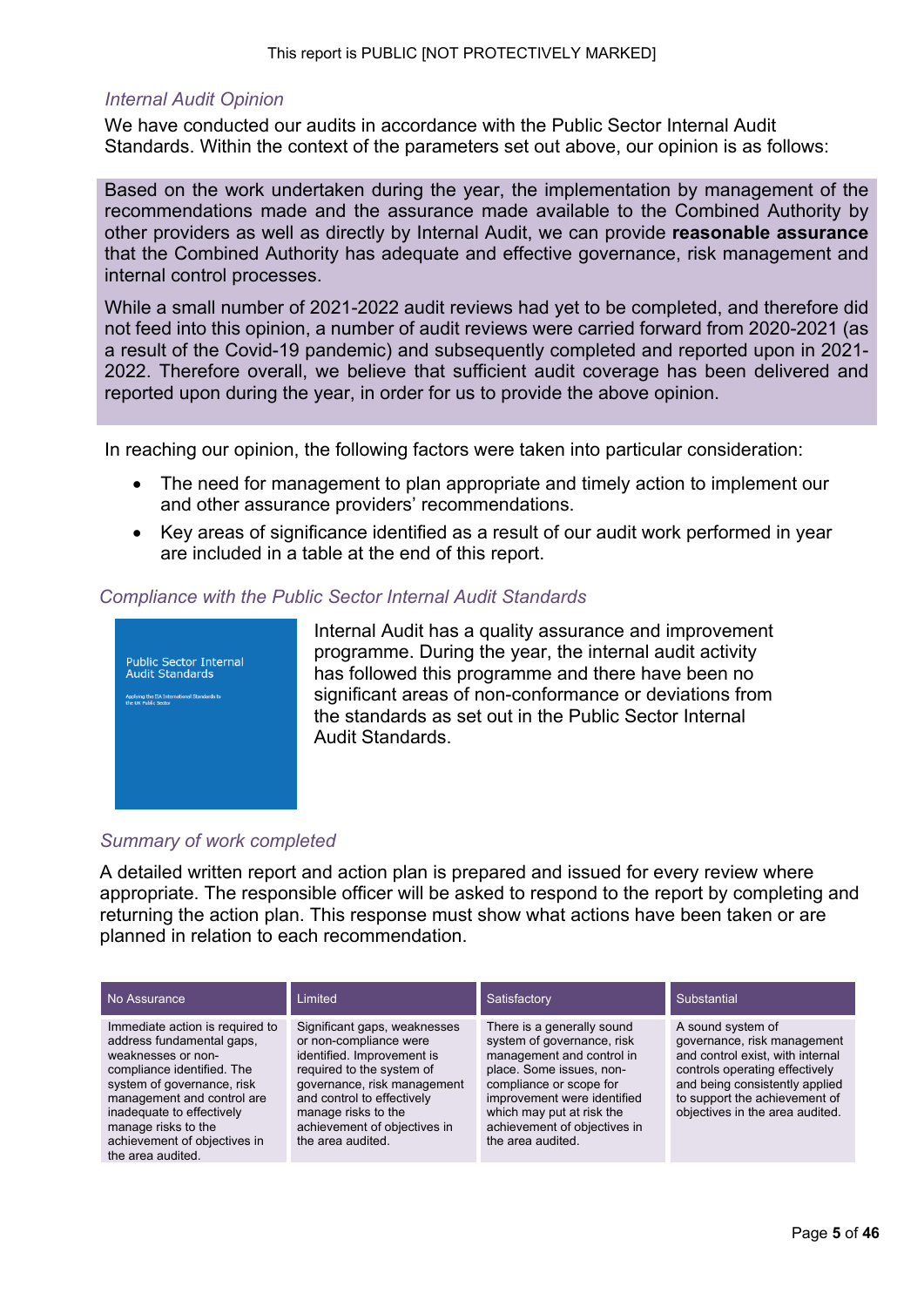This report is PUBLIC [NOT PROTECTIVELY MARKED]

### *Internal Audit Opinion*

We have conducted our audits in accordance with the Public Sector Internal Audit Standards. Within the context of the parameters set out above, our opinion is as follows:

Based on the work undertaken during the year, the implementation by management of the recommendations made and the assurance made available to the Combined Authority by other providers as well as directly by Internal Audit, we can provide **reasonable assurance** that the Combined Authority has adequate and effective governance, risk management and internal control processes.

While a small number of 2021-2022 audit reviews had yet to be completed, and therefore did not feed into this opinion, a number of audit reviews were carried forward from 2020-2021 (as a result of the Covid-19 pandemic) and subsequently completed and reported upon in 2021-2022. Therefore overall, we believe that sufficient audit coverage has been delivered and reported upon during the year, in order for us to provide the above opinion.

In reaching our opinion, the following factors were taken into particular consideration:

- The need for management to plan appropriate and timely action to implement our and other assurance providers' recommendations.
- Key areas of significance identified as a result of our audit work performed in year are included in a table at the end of this report.

### *Compliance with the Public Sector Internal Audit Standards*

Public Sector Internal Audit Standards

Applying the IIA International Standards to the UK Public Sector

Internal Audit has a quality assurance and improvement programme. During the year, the internal audit activity has followed this programme and there have been no significant areas of non-conformance or deviations from the standards as set out in the Public Sector Internal Audit Standards.

### *Summary of work completed*

A detailed written report and action plan is prepared and issued for every review where appropriate. The responsible officer will be asked to respond to the report by completing and returning the action plan. This response must show what actions have been taken or are planned in relation to each recommendation.

| No Assurance | Limited | Satisfactory | Substantial |
|---|---|---|---|
| Immediate action is required to address fundamental gaps, weaknesses or non-compliance identified. The system of governance, risk management and control are inadequate to effectively manage risks to the achievement of objectives in the area audited. | Significant gaps, weaknesses or non-compliance were identified. Improvement is required to the system of governance, risk management and control to effectively manage risks to the achievement of objectives in the area audited. | There is a generally sound system of governance, risk management and control in place. Some issues, non-compliance or scope for improvement were identified which may put at risk the achievement of objectives in the area audited. | A sound system of governance, risk management and control exist, with internal controls operating effectively and being consistently applied to support the achievement of objectives in the area audited. |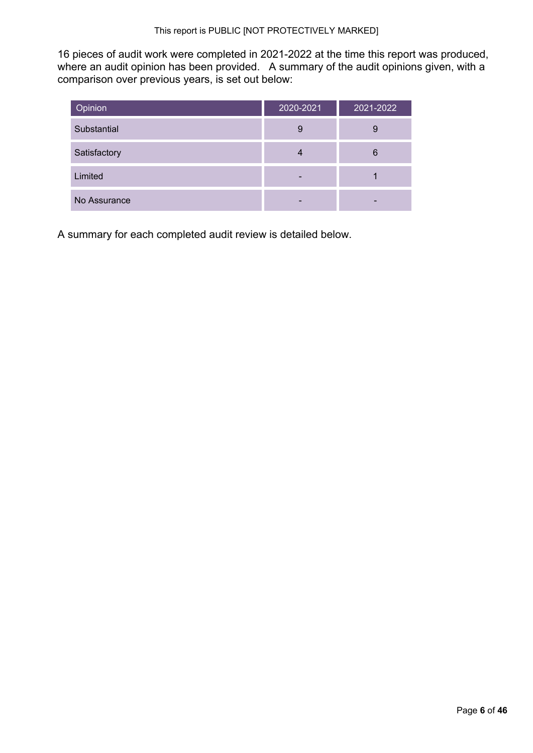16 pieces of audit work were completed in 2021-2022 at the time this report was produced, where an audit opinion has been provided. A summary of the audit opinions given, with a comparison over previous years, is set out below:

| Opinion | 2020-2021 | 2021-2022 |
|---|---|---|
| Substantial | 9 | 9 |
| Satisfactory | 4 | 6 |
| Limited | - | 1 |
| No Assurance | - | - |

A summary for each completed audit review is detailed below.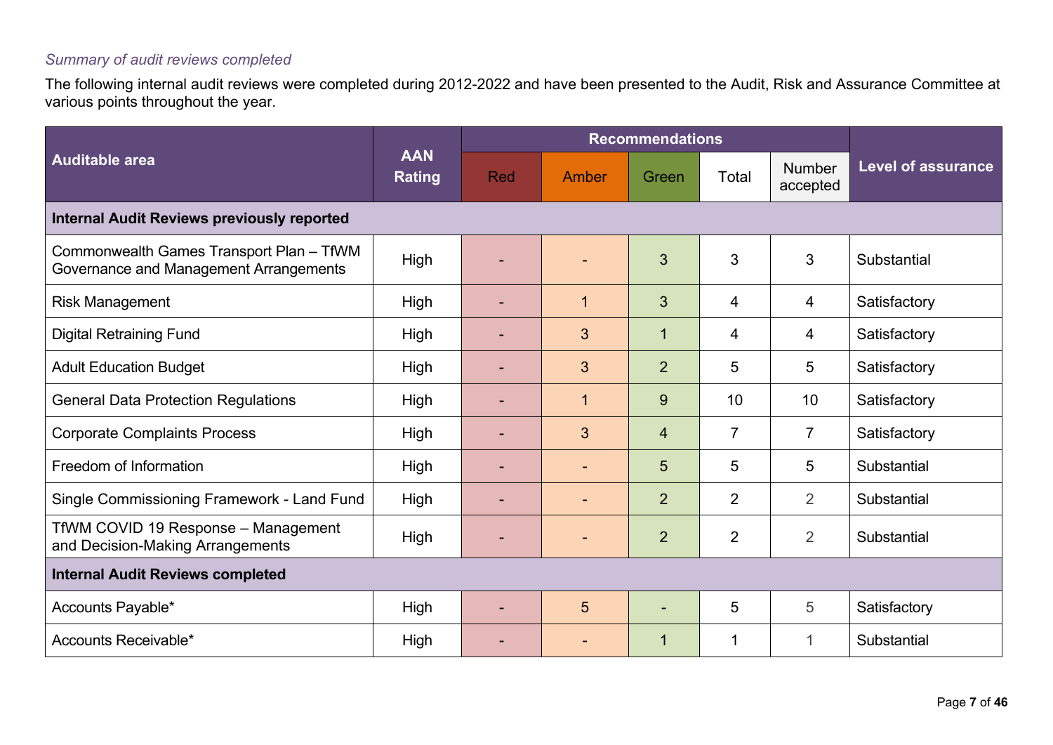*Summary of audit reviews completed*

The following internal audit reviews were completed during 2012-2022 and have been presented to the Audit, Risk and Assurance Committee at various points throughout the year.

| Auditable area | AAN Rating | Recommendations | | | | | Level of assurance |
|---|---|---|---|---|---|---|---|
| | | Red | Amber | Green | Total | Number accepted | |
| **Internal Audit Reviews previously reported** | | | | | | | |
| Commonwealth Games Transport Plan – TfWM Governance and Management Arrangements | High | - | - | 3 | 3 | 3 | Substantial |
| Risk Management | High | - | 1 | 3 | 4 | 4 | Satisfactory |
| Digital Retraining Fund | High | - | 3 | 1 | 4 | 4 | Satisfactory |
| Adult Education Budget | High | - | 3 | 2 | 5 | 5 | Satisfactory |
| General Data Protection Regulations | High | - | 1 | 9 | 10 | 10 | Satisfactory |
| Corporate Complaints Process | High | - | 3 | 4 | 7 | 7 | Satisfactory |
| Freedom of Information | High | - | - | 5 | 5 | 5 | Substantial |
| Single Commissioning Framework - Land Fund | High | - | - | 2 | 2 | 2 | Substantial |
| TfWM COVID 19 Response – Management and Decision-Making Arrangements | High | - | - | 2 | 2 | 2 | Substantial |
| **Internal Audit Reviews completed** | | | | | | | |
| Accounts Payable* | High | - | 5 | - | 5 | 5 | Satisfactory |
| Accounts Receivable* | High | - | - | 1 | 1 | 1 | Substantial |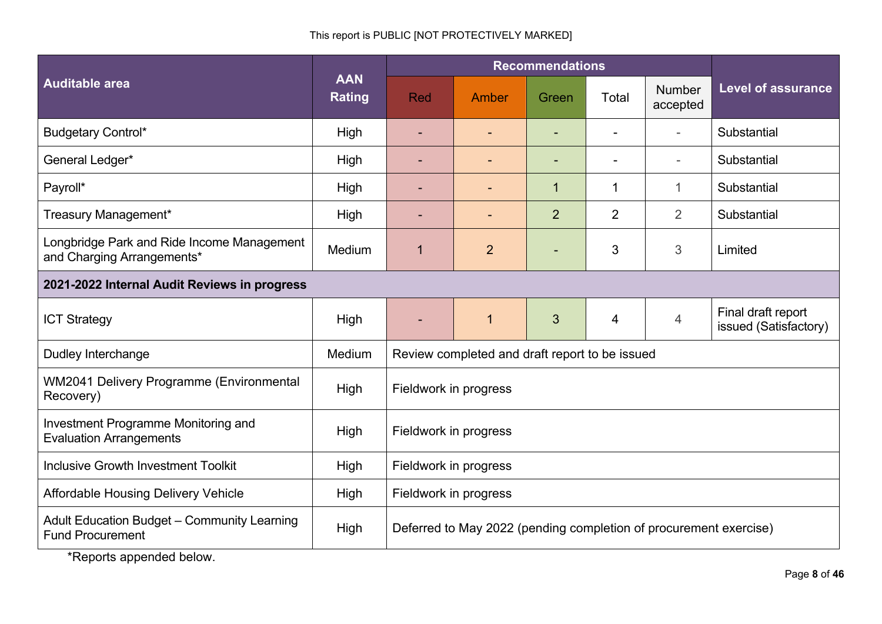This report is PUBLIC [NOT PROTECTIVELY MARKED]

| Auditable area | AAN Rating | Recommendations | | | | | Level of assurance |
|---|---|---|---|---|---|---|---|
| | | Red | Amber | Green | Total | Number accepted | |
| Budgetary Control* | High | - | - | - | - | - | Substantial |
| General Ledger* | High | - | - | - | - | - | Substantial |
| Payroll* | High | - | - | 1 | 1 | 1 | Substantial |
| Treasury Management* | High | - | - | 2 | 2 | 2 | Substantial |
| Longbridge Park and Ride Income Management and Charging Arrangements* | Medium | 1 | 2 | - | 3 | 3 | Limited |
| **2021-2022 Internal Audit Reviews in progress** | | | | | | | |
| ICT Strategy | High | - | 1 | 3 | 4 | 4 | Final draft report issued (Satisfactory) |
| Dudley Interchange | Medium | Review completed and draft report to be issued | | | | | |
| WM2041 Delivery Programme (Environmental Recovery) | High | Fieldwork in progress | | | | | |
| Investment Programme Monitoring and Evaluation Arrangements | High | Fieldwork in progress | | | | | |
| Inclusive Growth Investment Toolkit | High | Fieldwork in progress | | | | | |
| Affordable Housing Delivery Vehicle | High | Fieldwork in progress | | | | | |
| Adult Education Budget – Community Learning Fund Procurement | High | Deferred to May 2022 (pending completion of procurement exercise) | | | | | |

*Reports appended below.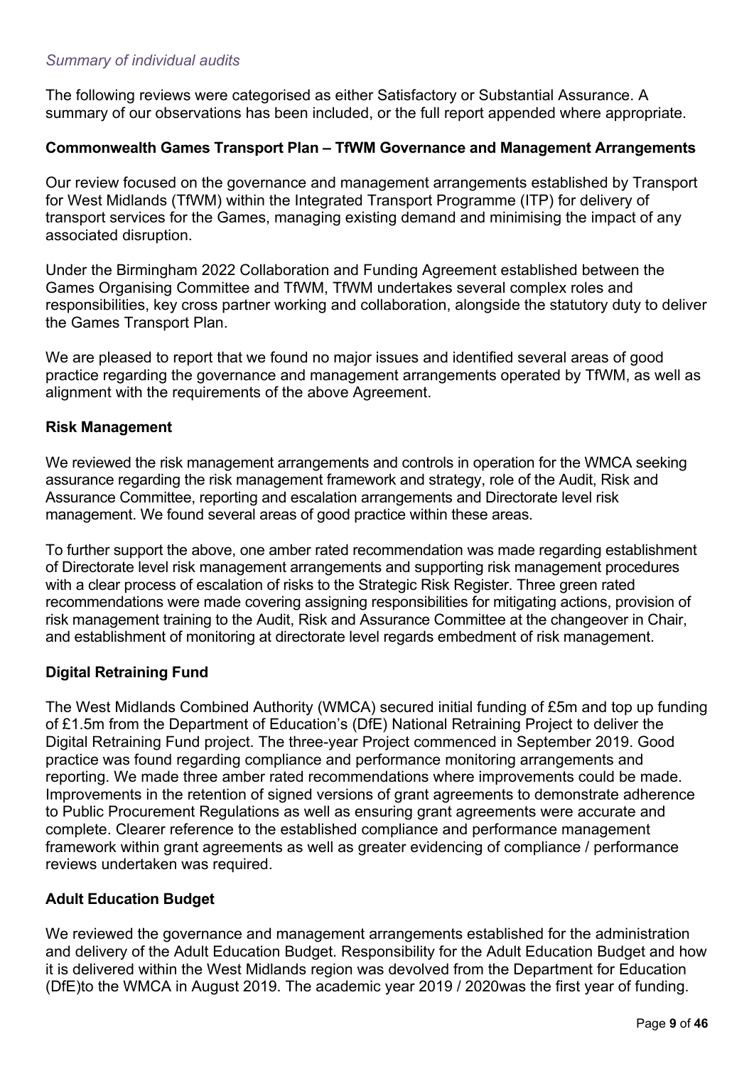*Summary of individual audits*

The following reviews were categorised as either Satisfactory or Substantial Assurance. A summary of our observations has been included, or the full report appended where appropriate.

**Commonwealth Games Transport Plan – TfWM Governance and Management Arrangements**

Our review focused on the governance and management arrangements established by Transport for West Midlands (TfWM) within the Integrated Transport Programme (ITP) for delivery of transport services for the Games, managing existing demand and minimising the impact of any associated disruption.

Under the Birmingham 2022 Collaboration and Funding Agreement established between the Games Organising Committee and TfWM, TfWM undertakes several complex roles and responsibilities, key cross partner working and collaboration, alongside the statutory duty to deliver the Games Transport Plan.

We are pleased to report that we found no major issues and identified several areas of good practice regarding the governance and management arrangements operated by TfWM, as well as alignment with the requirements of the above Agreement.

**Risk Management**

We reviewed the risk management arrangements and controls in operation for the WMCA seeking assurance regarding the risk management framework and strategy, role of the Audit, Risk and Assurance Committee, reporting and escalation arrangements and Directorate level risk management. We found several areas of good practice within these areas.

To further support the above, one amber rated recommendation was made regarding establishment of Directorate level risk management arrangements and supporting risk management procedures with a clear process of escalation of risks to the Strategic Risk Register. Three green rated recommendations were made covering assigning responsibilities for mitigating actions, provision of risk management training to the Audit, Risk and Assurance Committee at the changeover in Chair, and establishment of monitoring at directorate level regards embedment of risk management.

**Digital Retraining Fund**

The West Midlands Combined Authority (WMCA) secured initial funding of £5m and top up funding of £1.5m from the Department of Education's (DfE) National Retraining Project to deliver the Digital Retraining Fund project. The three-year Project commenced in September 2019. Good practice was found regarding compliance and performance monitoring arrangements and reporting. We made three amber rated recommendations where improvements could be made. Improvements in the retention of signed versions of grant agreements to demonstrate adherence to Public Procurement Regulations as well as ensuring grant agreements were accurate and complete. Clearer reference to the established compliance and performance management framework within grant agreements as well as greater evidencing of compliance / performance reviews undertaken was required.

**Adult Education Budget**

We reviewed the governance and management arrangements established for the administration and delivery of the Adult Education Budget. Responsibility for the Adult Education Budget and how it is delivered within the West Midlands region was devolved from the Department for Education (DfE)to the WMCA in August 2019. The academic year 2019 / 2020was the first year of funding.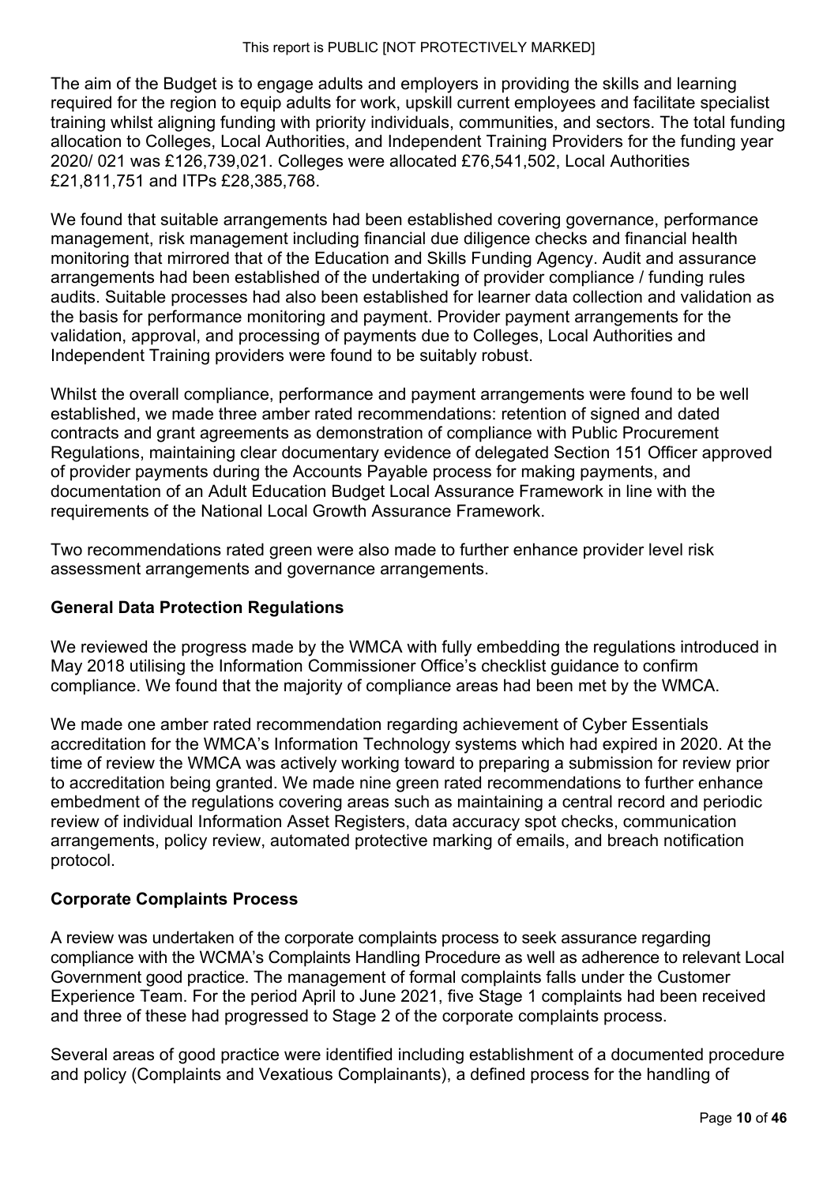The aim of the Budget is to engage adults and employers in providing the skills and learning required for the region to equip adults for work, upskill current employees and facilitate specialist training whilst aligning funding with priority individuals, communities, and sectors. The total funding allocation to Colleges, Local Authorities, and Independent Training Providers for the funding year 2020/ 021 was £126,739,021. Colleges were allocated £76,541,502, Local Authorities £21,811,751 and ITPs £28,385,768.

We found that suitable arrangements had been established covering governance, performance management, risk management including financial due diligence checks and financial health monitoring that mirrored that of the Education and Skills Funding Agency. Audit and assurance arrangements had been established of the undertaking of provider compliance / funding rules audits. Suitable processes had also been established for learner data collection and validation as the basis for performance monitoring and payment. Provider payment arrangements for the validation, approval, and processing of payments due to Colleges, Local Authorities and Independent Training providers were found to be suitably robust.

Whilst the overall compliance, performance and payment arrangements were found to be well established, we made three amber rated recommendations: retention of signed and dated contracts and grant agreements as demonstration of compliance with Public Procurement Regulations, maintaining clear documentary evidence of delegated Section 151 Officer approved of provider payments during the Accounts Payable process for making payments, and documentation of an Adult Education Budget Local Assurance Framework in line with the requirements of the National Local Growth Assurance Framework.

Two recommendations rated green were also made to further enhance provider level risk assessment arrangements and governance arrangements.

**General Data Protection Regulations**

We reviewed the progress made by the WMCA with fully embedding the regulations introduced in May 2018 utilising the Information Commissioner Office's checklist guidance to confirm compliance. We found that the majority of compliance areas had been met by the WMCA.

We made one amber rated recommendation regarding achievement of Cyber Essentials accreditation for the WMCA's Information Technology systems which had expired in 2020. At the time of review the WMCA was actively working toward to preparing a submission for review prior to accreditation being granted. We made nine green rated recommendations to further enhance embedment of the regulations covering areas such as maintaining a central record and periodic review of individual Information Asset Registers, data accuracy spot checks, communication arrangements, policy review, automated protective marking of emails, and breach notification protocol.

**Corporate Complaints Process**

A review was undertaken of the corporate complaints process to seek assurance regarding compliance with the WCMA's Complaints Handling Procedure as well as adherence to relevant Local Government good practice. The management of formal complaints falls under the Customer Experience Team. For the period April to June 2021, five Stage 1 complaints had been received and three of these had progressed to Stage 2 of the corporate complaints process.

Several areas of good practice were identified including establishment of a documented procedure and policy (Complaints and Vexatious Complainants), a defined process for the handling of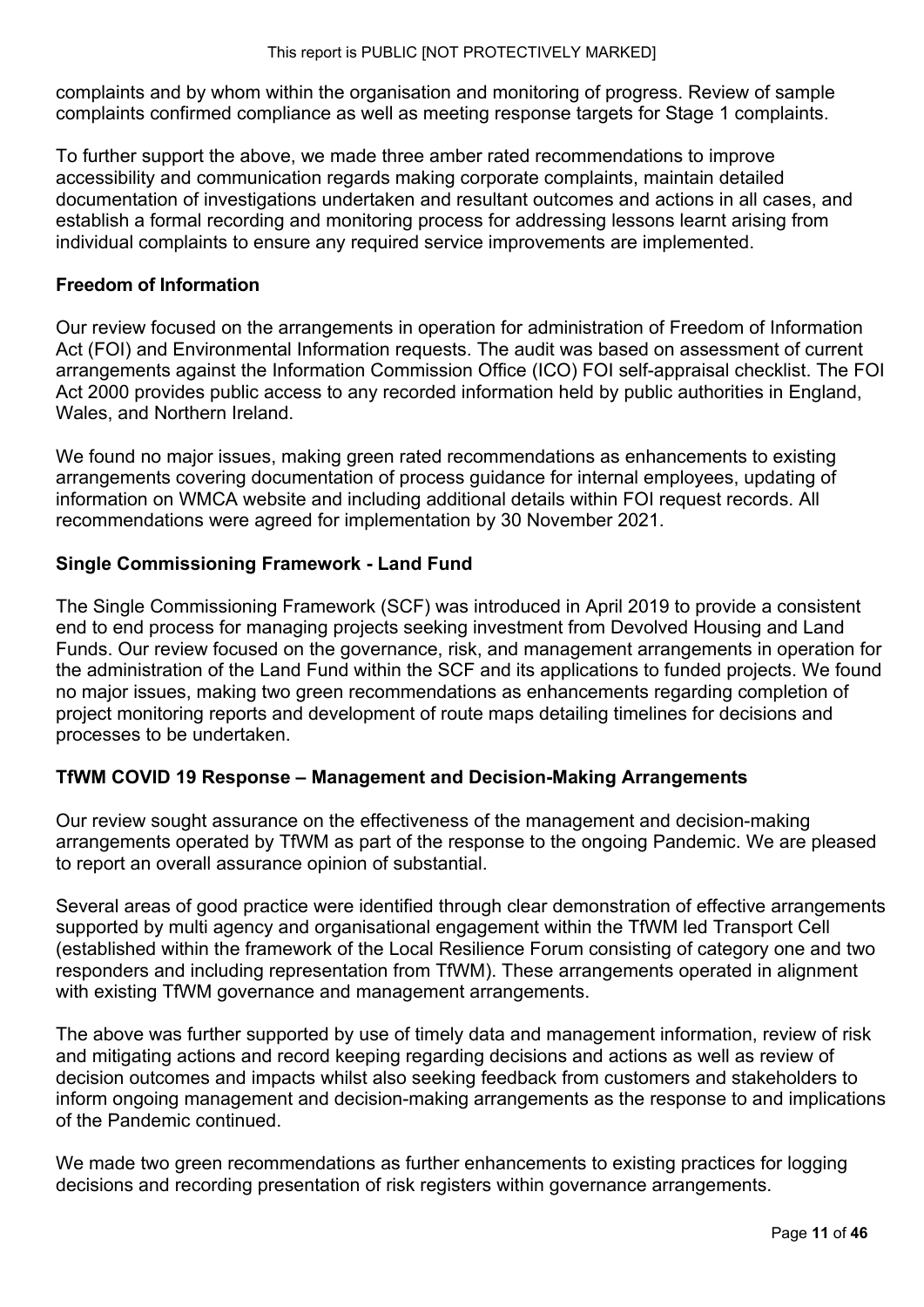complaints and by whom within the organisation and monitoring of progress. Review of sample complaints confirmed compliance as well as meeting response targets for Stage 1 complaints.

To further support the above, we made three amber rated recommendations to improve accessibility and communication regards making corporate complaints, maintain detailed documentation of investigations undertaken and resultant outcomes and actions in all cases, and establish a formal recording and monitoring process for addressing lessons learnt arising from individual complaints to ensure any required service improvements are implemented.

**Freedom of Information**

Our review focused on the arrangements in operation for administration of Freedom of Information Act (FOI) and Environmental Information requests. The audit was based on assessment of current arrangements against the Information Commission Office (ICO) FOI self-appraisal checklist. The FOI Act 2000 provides public access to any recorded information held by public authorities in England, Wales, and Northern Ireland.

We found no major issues, making green rated recommendations as enhancements to existing arrangements covering documentation of process guidance for internal employees, updating of information on WMCA website and including additional details within FOI request records. All recommendations were agreed for implementation by 30 November 2021.

**Single Commissioning Framework - Land Fund**

The Single Commissioning Framework (SCF) was introduced in April 2019 to provide a consistent end to end process for managing projects seeking investment from Devolved Housing and Land Funds. Our review focused on the governance, risk, and management arrangements in operation for the administration of the Land Fund within the SCF and its applications to funded projects. We found no major issues, making two green recommendations as enhancements regarding completion of project monitoring reports and development of route maps detailing timelines for decisions and processes to be undertaken.

**TfWM COVID 19 Response – Management and Decision-Making Arrangements**

Our review sought assurance on the effectiveness of the management and decision-making arrangements operated by TfWM as part of the response to the ongoing Pandemic. We are pleased to report an overall assurance opinion of substantial.

Several areas of good practice were identified through clear demonstration of effective arrangements supported by multi agency and organisational engagement within the TfWM led Transport Cell (established within the framework of the Local Resilience Forum consisting of category one and two responders and including representation from TfWM). These arrangements operated in alignment with existing TfWM governance and management arrangements.

The above was further supported by use of timely data and management information, review of risk and mitigating actions and record keeping regarding decisions and actions as well as review of decision outcomes and impacts whilst also seeking feedback from customers and stakeholders to inform ongoing management and decision-making arrangements as the response to and implications of the Pandemic continued.

We made two green recommendations as further enhancements to existing practices for logging decisions and recording presentation of risk registers within governance arrangements.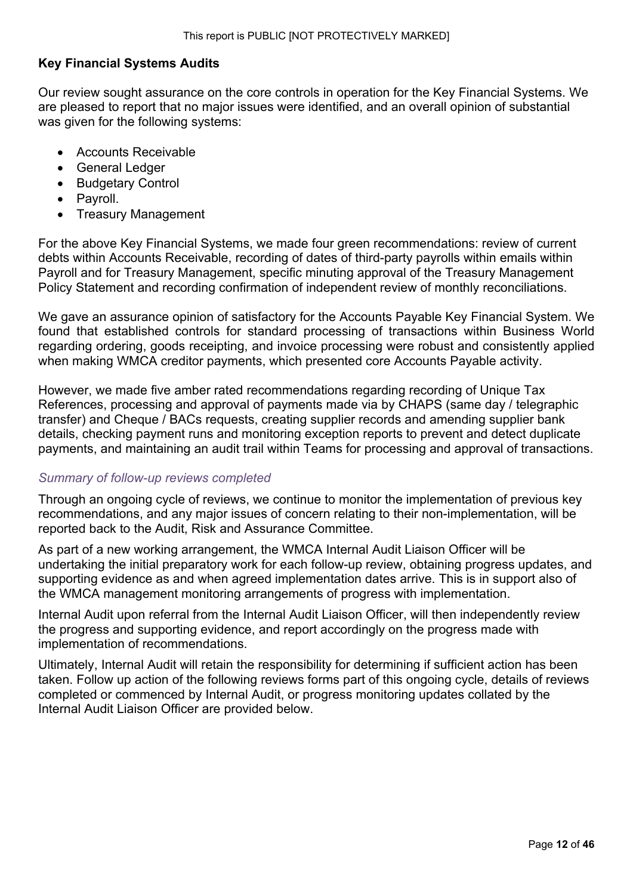### Key Financial Systems Audits

Our review sought assurance on the core controls in operation for the Key Financial Systems. We are pleased to report that no major issues were identified, and an overall opinion of substantial was given for the following systems:

- Accounts Receivable
- General Ledger
- Budgetary Control
- Payroll.
- Treasury Management

For the above Key Financial Systems, we made four green recommendations: review of current debts within Accounts Receivable, recording of dates of third-party payrolls within emails within Payroll and for Treasury Management, specific minuting approval of the Treasury Management Policy Statement and recording confirmation of independent review of monthly reconciliations.

We gave an assurance opinion of satisfactory for the Accounts Payable Key Financial System. We found that established controls for standard processing of transactions within Business World regarding ordering, goods receipting, and invoice processing were robust and consistently applied when making WMCA creditor payments, which presented core Accounts Payable activity.

However, we made five amber rated recommendations regarding recording of Unique Tax References, processing and approval of payments made via by CHAPS (same day / telegraphic transfer) and Cheque / BACs requests, creating supplier records and amending supplier bank details, checking payment runs and monitoring exception reports to prevent and detect duplicate payments, and maintaining an audit trail within Teams for processing and approval of transactions.

*Summary of follow-up reviews completed*

Through an ongoing cycle of reviews, we continue to monitor the implementation of previous key recommendations, and any major issues of concern relating to their non-implementation, will be reported back to the Audit, Risk and Assurance Committee.

As part of a new working arrangement, the WMCA Internal Audit Liaison Officer will be undertaking the initial preparatory work for each follow-up review, obtaining progress updates, and supporting evidence as and when agreed implementation dates arrive. This is in support also of the WMCA management monitoring arrangements of progress with implementation.

Internal Audit upon referral from the Internal Audit Liaison Officer, will then independently review the progress and supporting evidence, and report accordingly on the progress made with implementation of recommendations.

Ultimately, Internal Audit will retain the responsibility for determining if sufficient action has been taken. Follow up action of the following reviews forms part of this ongoing cycle, details of reviews completed or commenced by Internal Audit, or progress monitoring updates collated by the Internal Audit Liaison Officer are provided below.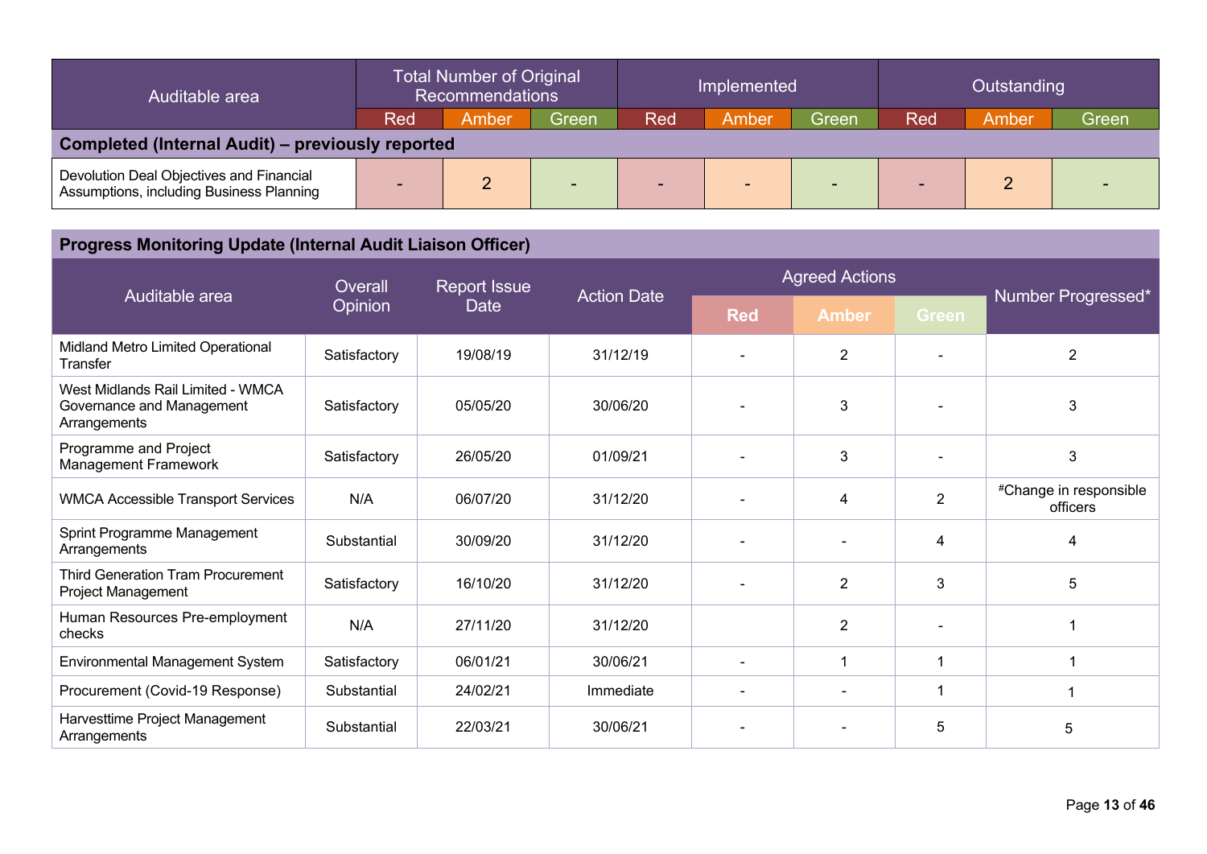| Auditable area | Total Number of Original Recommendations | | | Implemented | | | Outstanding | | |
|---|---|---|---|---|---|---|---|---|---|
| | Red | Amber | Green | Red | Amber | Green | Red | Amber | Green |
| **Completed (Internal Audit) – previously reported** | | | | | | | | | |
| Devolution Deal Objectives and Financial Assumptions, including Business Planning | - | 2 | - | - | - | - | - | 2 | - |

**Progress Monitoring Update (Internal Audit Liaison Officer)**

| Auditable area | Overall Opinion | Report Issue Date | Action Date | Agreed Actions | | | Number Progressed* |
|---|---|---|---|---|---|---|---|
| | | | | Red | Amber | Green | |
| Midland Metro Limited Operational Transfer | Satisfactory | 19/08/19 | 31/12/19 | - | 2 | - | 2 |
| West Midlands Rail Limited - WMCA Governance and Management Arrangements | Satisfactory | 05/05/20 | 30/06/20 | - | 3 | - | 3 |
| Programme and Project Management Framework | Satisfactory | 26/05/20 | 01/09/21 | - | 3 | - | 3 |
| WMCA Accessible Transport Services | N/A | 06/07/20 | 31/12/20 | - | 4 | 2 | #Change in responsible officers |
| Sprint Programme Management Arrangements | Substantial | 30/09/20 | 31/12/20 | - | - | 4 | 4 |
| Third Generation Tram Procurement Project Management | Satisfactory | 16/10/20 | 31/12/20 | - | 2 | 3 | 5 |
| Human Resources Pre-employment checks | N/A | 27/11/20 | 31/12/20 | | 2 | - | 1 |
| Environmental Management System | Satisfactory | 06/01/21 | 30/06/21 | - | 1 | 1 | 1 |
| Procurement (Covid-19 Response) | Substantial | 24/02/21 | Immediate | - | - | 1 | 1 |
| Harvesttime Project Management Arrangements | Substantial | 22/03/21 | 30/06/21 | - | - | 5 | 5 |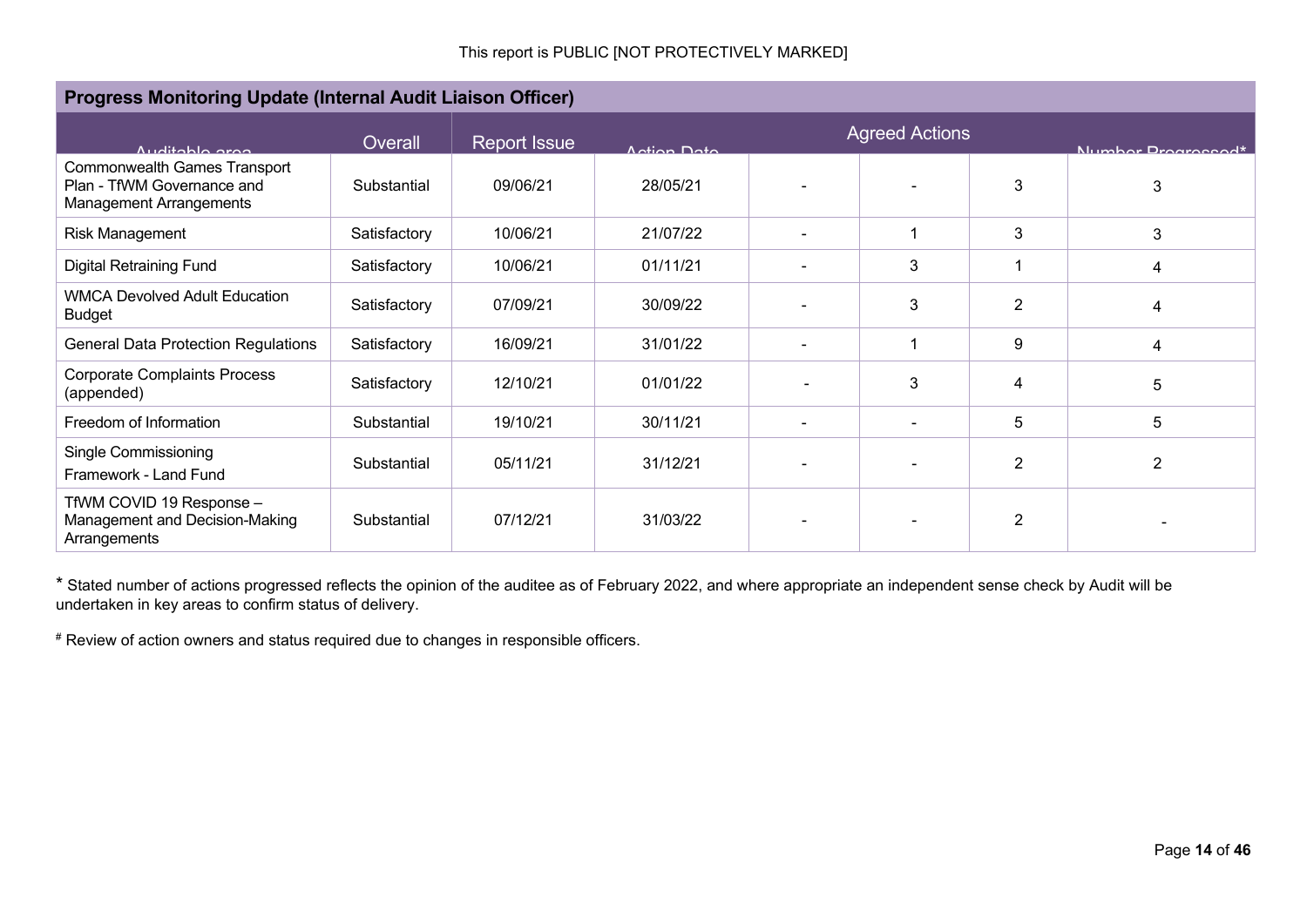## Progress Monitoring Update (Internal Audit Liaison Officer)

| Auditable area | Overall | Report Issue | Action Date | Agreed Actions | | | Number Progressed* |
|---|---|---|---|---|---|---|---|
| Commonwealth Games Transport Plan - TfWM Governance and Management Arrangements | Substantial | 09/06/21 | 28/05/21 | - | - | 3 | 3 |
| Risk Management | Satisfactory | 10/06/21 | 21/07/22 | - | 1 | 3 | 3 |
| Digital Retraining Fund | Satisfactory | 10/06/21 | 01/11/21 | - | 3 | 1 | 4 |
| WMCA Devolved Adult Education Budget | Satisfactory | 07/09/21 | 30/09/22 | - | 3 | 2 | 4 |
| General Data Protection Regulations | Satisfactory | 16/09/21 | 31/01/22 | - | 1 | 9 | 4 |
| Corporate Complaints Process (appended) | Satisfactory | 12/10/21 | 01/01/22 | - | 3 | 4 | 5 |
| Freedom of Information | Substantial | 19/10/21 | 30/11/21 | - | - | 5 | 5 |
| Single Commissioning Framework - Land Fund | Substantial | 05/11/21 | 31/12/21 | - | - | 2 | 2 |
| TfWM COVID 19 Response – Management and Decision-Making Arrangements | Substantial | 07/12/21 | 31/03/22 | - | - | 2 | - |

* Stated number of actions progressed reflects the opinion of the auditee as of February 2022, and where appropriate an independent sense check by Audit will be undertaken in key areas to confirm status of delivery.

# Review of action owners and status required due to changes in responsible officers.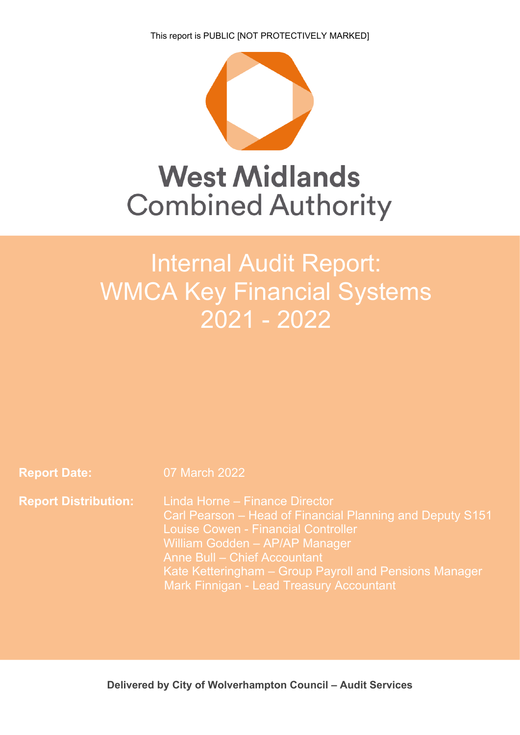This report is PUBLIC [NOT PROTECTIVELY MARKED]

# West Midlands Combined Authority

# Internal Audit Report: WMCA Key Financial Systems 2021 - 2022

**Report Date:** 07 March 2022

**Report Distribution:**
Linda Horne – Finance Director
Carl Pearson – Head of Financial Planning and Deputy S151
Louise Cowen - Financial Controller
William Godden – AP/AP Manager
Anne Bull – Chief Accountant
Kate Ketteringham – Group Payroll and Pensions Manager
Mark Finnigan - Lead Treasury Accountant

**Delivered by City of Wolverhampton Council – Audit Services**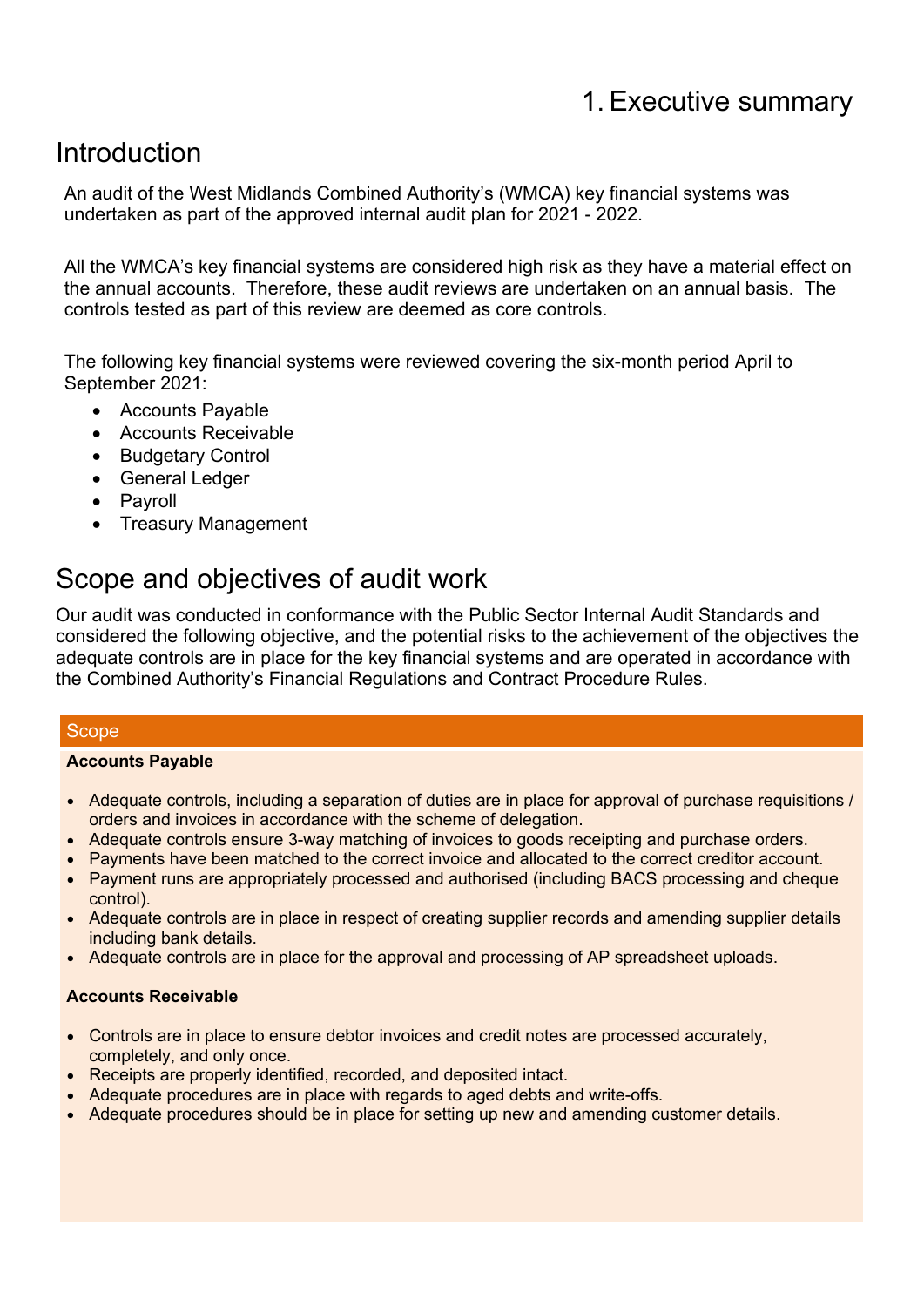# 1. Executive summary

## Introduction

An audit of the West Midlands Combined Authority's (WMCA) key financial systems was undertaken as part of the approved internal audit plan for 2021 - 2022.

All the WMCA's key financial systems are considered high risk as they have a material effect on the annual accounts. Therefore, these audit reviews are undertaken on an annual basis. The controls tested as part of this review are deemed as core controls.

The following key financial systems were reviewed covering the six-month period April to September 2021:

- Accounts Payable
- Accounts Receivable
- Budgetary Control
- General Ledger
- Payroll
- Treasury Management

## Scope and objectives of audit work

Our audit was conducted in conformance with the Public Sector Internal Audit Standards and considered the following objective, and the potential risks to the achievement of the objectives the adequate controls are in place for the key financial systems and are operated in accordance with the Combined Authority's Financial Regulations and Contract Procedure Rules.

### Scope

**Accounts Payable**

- Adequate controls, including a separation of duties are in place for approval of purchase requisitions / orders and invoices in accordance with the scheme of delegation.
- Adequate controls ensure 3-way matching of invoices to goods receipting and purchase orders.
- Payments have been matched to the correct invoice and allocated to the correct creditor account.
- Payment runs are appropriately processed and authorised (including BACS processing and cheque control).
- Adequate controls are in place in respect of creating supplier records and amending supplier details including bank details.
- Adequate controls are in place for the approval and processing of AP spreadsheet uploads.

**Accounts Receivable**

- Controls are in place to ensure debtor invoices and credit notes are processed accurately, completely, and only once.
- Receipts are properly identified, recorded, and deposited intact.
- Adequate procedures are in place with regards to aged debts and write-offs.
- Adequate procedures should be in place for setting up new and amending customer details.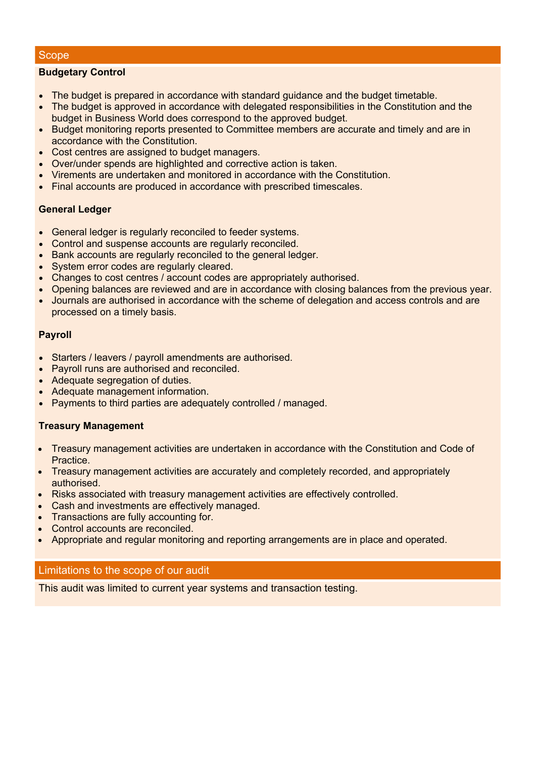## Scope

**Budgetary Control**

- The budget is prepared in accordance with standard guidance and the budget timetable.
- The budget is approved in accordance with delegated responsibilities in the Constitution and the budget in Business World does correspond to the approved budget.
- Budget monitoring reports presented to Committee members are accurate and timely and are in accordance with the Constitution.
- Cost centres are assigned to budget managers.
- Over/under spends are highlighted and corrective action is taken.
- Virements are undertaken and monitored in accordance with the Constitution.
- Final accounts are produced in accordance with prescribed timescales.

**General Ledger**

- General ledger is regularly reconciled to feeder systems.
- Control and suspense accounts are regularly reconciled.
- Bank accounts are regularly reconciled to the general ledger.
- System error codes are regularly cleared.
- Changes to cost centres / account codes are appropriately authorised.
- Opening balances are reviewed and are in accordance with closing balances from the previous year.
- Journals are authorised in accordance with the scheme of delegation and access controls and are processed on a timely basis.

**Payroll**

- Starters / leavers / payroll amendments are authorised.
- Payroll runs are authorised and reconciled.
- Adequate segregation of duties.
- Adequate management information.
- Payments to third parties are adequately controlled / managed.

**Treasury Management**

- Treasury management activities are undertaken in accordance with the Constitution and Code of Practice.
- Treasury management activities are accurately and completely recorded, and appropriately authorised.
- Risks associated with treasury management activities are effectively controlled.
- Cash and investments are effectively managed.
- Transactions are fully accounting for.
- Control accounts are reconciled.
- Appropriate and regular monitoring and reporting arrangements are in place and operated.

## Limitations to the scope of our audit

This audit was limited to current year systems and transaction testing.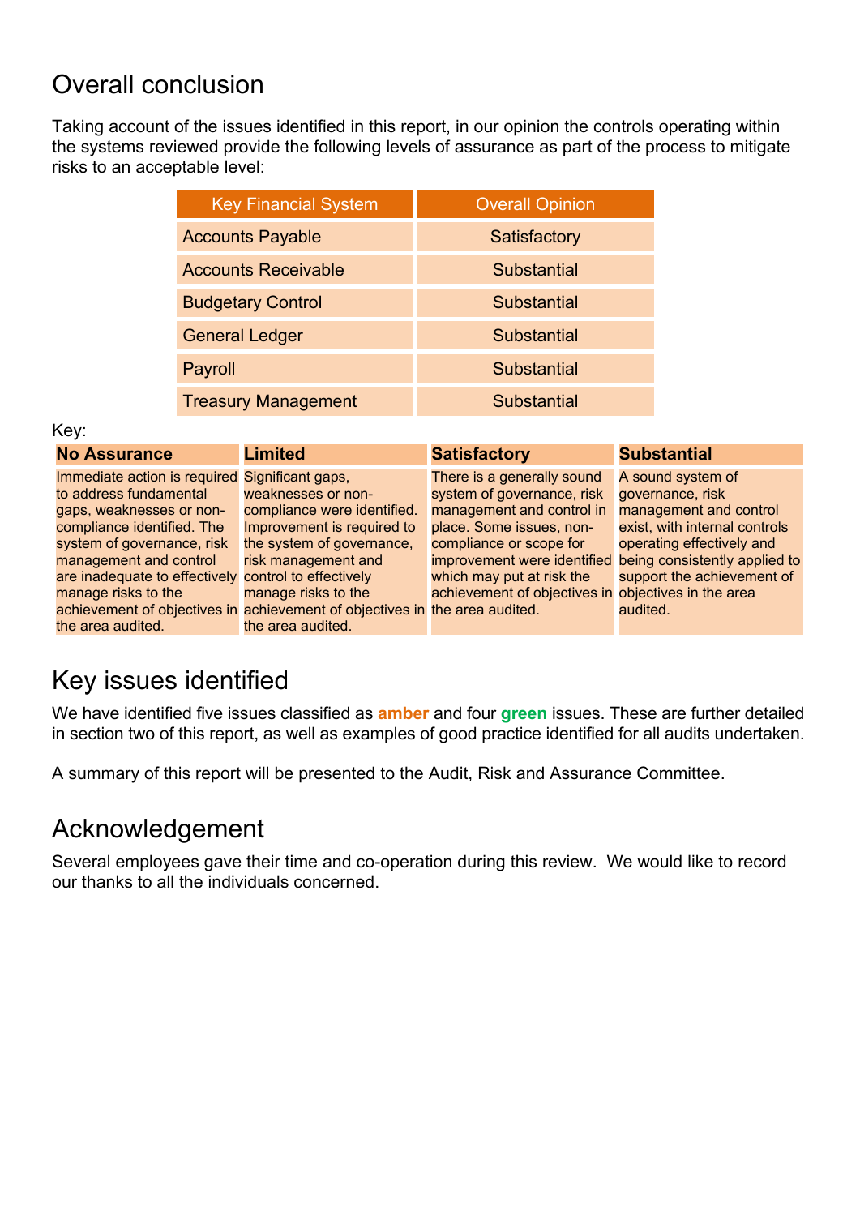## Overall conclusion

Taking account of the issues identified in this report, in our opinion the controls operating within the systems reviewed provide the following levels of assurance as part of the process to mitigate risks to an acceptable level:

| Key Financial System | Overall Opinion |
|---|---|
| Accounts Payable | Satisfactory |
| Accounts Receivable | Substantial |
| Budgetary Control | Substantial |
| General Ledger | Substantial |
| Payroll | Substantial |
| Treasury Management | Substantial |

Key:

| **No Assurance** | **Limited** | **Satisfactory** | **Substantial** |
|---|---|---|---|
| Immediate action is required to address fundamental gaps, weaknesses or non-compliance identified. The system of governance, risk management and control are inadequate to effectively manage risks to the achievement of objectives in the area audited. | Significant gaps, weaknesses or non-compliance were identified. Improvement is required to the system of governance, risk management and control to effectively manage risks to the achievement of objectives in the area audited. | There is a generally sound system of governance, risk management and control in place. Some issues, non-compliance or scope for improvement were identified which may put at risk the achievement of objectives in the area audited. | A sound system of governance, risk management and control exist, with internal controls operating effectively and being consistently applied to support the achievement of objectives in the area audited. |

## Key issues identified

We have identified five issues classified as **amber** and four **green** issues. These are further detailed in section two of this report, as well as examples of good practice identified for all audits undertaken.

A summary of this report will be presented to the Audit, Risk and Assurance Committee.

## Acknowledgement

Several employees gave their time and co-operation during this review. We would like to record our thanks to all the individuals concerned.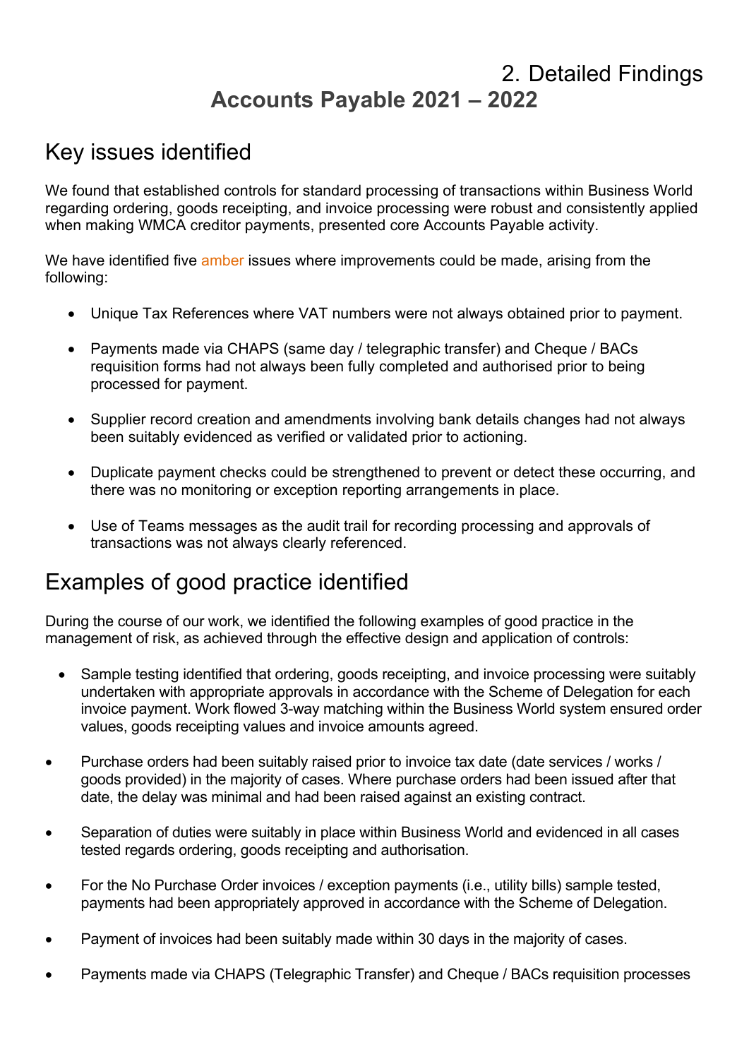# 2. Detailed Findings

## Accounts Payable 2021 – 2022

## Key issues identified

We found that established controls for standard processing of transactions within Business World regarding ordering, goods receipting, and invoice processing were robust and consistently applied when making WMCA creditor payments, presented core Accounts Payable activity.

We have identified five amber issues where improvements could be made, arising from the following:

- Unique Tax References where VAT numbers were not always obtained prior to payment.
- Payments made via CHAPS (same day / telegraphic transfer) and Cheque / BACs requisition forms had not always been fully completed and authorised prior to being processed for payment.
- Supplier record creation and amendments involving bank details changes had not always been suitably evidenced as verified or validated prior to actioning.
- Duplicate payment checks could be strengthened to prevent or detect these occurring, and there was no monitoring or exception reporting arrangements in place.
- Use of Teams messages as the audit trail for recording processing and approvals of transactions was not always clearly referenced.

## Examples of good practice identified

During the course of our work, we identified the following examples of good practice in the management of risk, as achieved through the effective design and application of controls:

- Sample testing identified that ordering, goods receipting, and invoice processing were suitably undertaken with appropriate approvals in accordance with the Scheme of Delegation for each invoice payment. Work flowed 3-way matching within the Business World system ensured order values, goods receipting values and invoice amounts agreed.
- Purchase orders had been suitably raised prior to invoice tax date (date services / works / goods provided) in the majority of cases. Where purchase orders had been issued after that date, the delay was minimal and had been raised against an existing contract.
- Separation of duties were suitably in place within Business World and evidenced in all cases tested regards ordering, goods receipting and authorisation.
- For the No Purchase Order invoices / exception payments (i.e., utility bills) sample tested, payments had been appropriately approved in accordance with the Scheme of Delegation.
- Payment of invoices had been suitably made within 30 days in the majority of cases.
- Payments made via CHAPS (Telegraphic Transfer) and Cheque / BACs requisition processes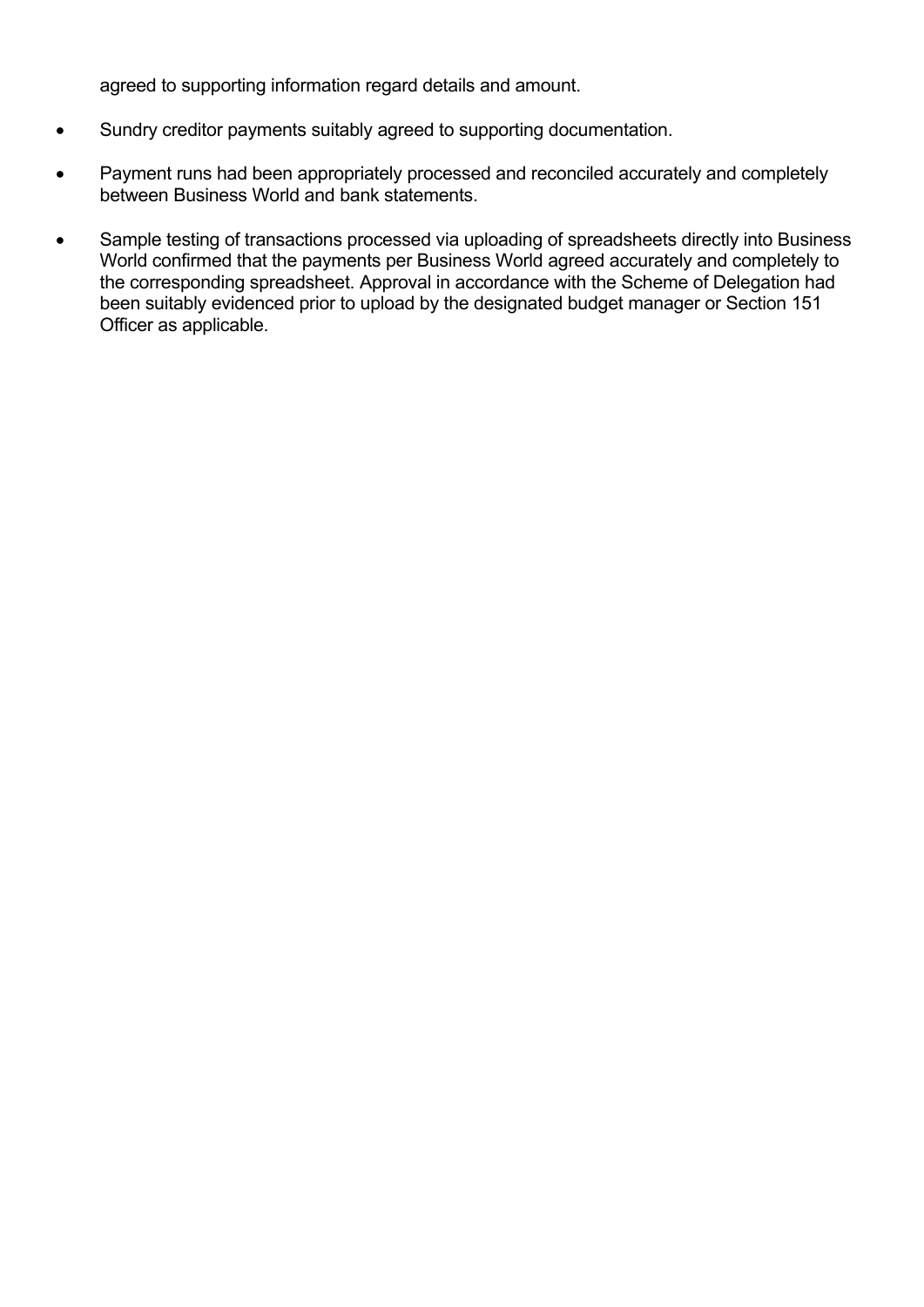agreed to supporting information regard details and amount.

- Sundry creditor payments suitably agreed to supporting documentation.
- Payment runs had been appropriately processed and reconciled accurately and completely between Business World and bank statements.
- Sample testing of transactions processed via uploading of spreadsheets directly into Business World confirmed that the payments per Business World agreed accurately and completely to the corresponding spreadsheet. Approval in accordance with the Scheme of Delegation had been suitably evidenced prior to upload by the designated budget manager or Section 151 Officer as applicable.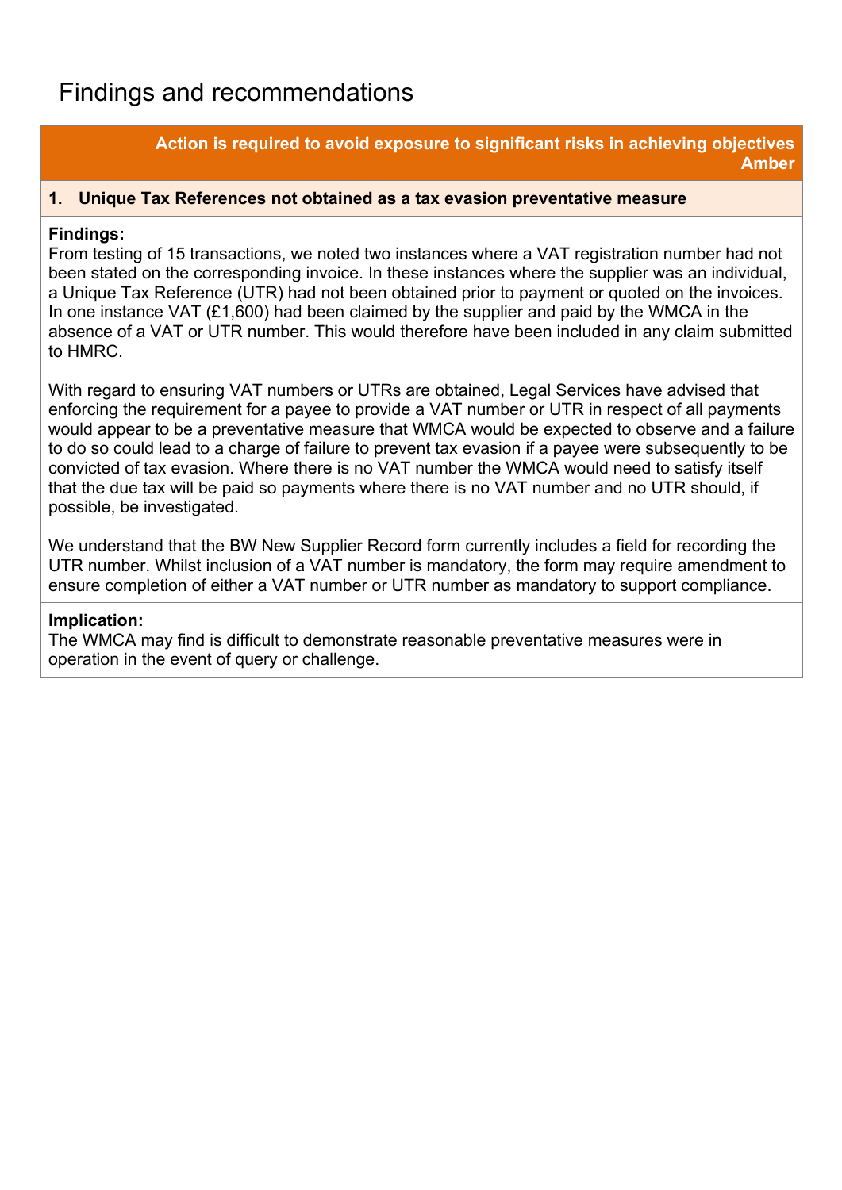# Findings and recommendations

**Action is required to avoid exposure to significant risks in achieving objectives**
**Amber**

### 1. Unique Tax References not obtained as a tax evasion preventative measure

**Findings:**

From testing of 15 transactions, we noted two instances where a VAT registration number had not been stated on the corresponding invoice. In these instances where the supplier was an individual, a Unique Tax Reference (UTR) had not been obtained prior to payment or quoted on the invoices. In one instance VAT (£1,600) had been claimed by the supplier and paid by the WMCA in the absence of a VAT or UTR number. This would therefore have been included in any claim submitted to HMRC.

With regard to ensuring VAT numbers or UTRs are obtained, Legal Services have advised that enforcing the requirement for a payee to provide a VAT number or UTR in respect of all payments would appear to be a preventative measure that WMCA would be expected to observe and a failure to do so could lead to a charge of failure to prevent tax evasion if a payee were subsequently to be convicted of tax evasion. Where there is no VAT number the WMCA would need to satisfy itself that the due tax will be paid so payments where there is no VAT number and no UTR should, if possible, be investigated.

We understand that the BW New Supplier Record form currently includes a field for recording the UTR number. Whilst inclusion of a VAT number is mandatory, the form may require amendment to ensure completion of either a VAT number or UTR number as mandatory to support compliance.

**Implication:**

The WMCA may find is difficult to demonstrate reasonable preventative measures were in operation in the event of query or challenge.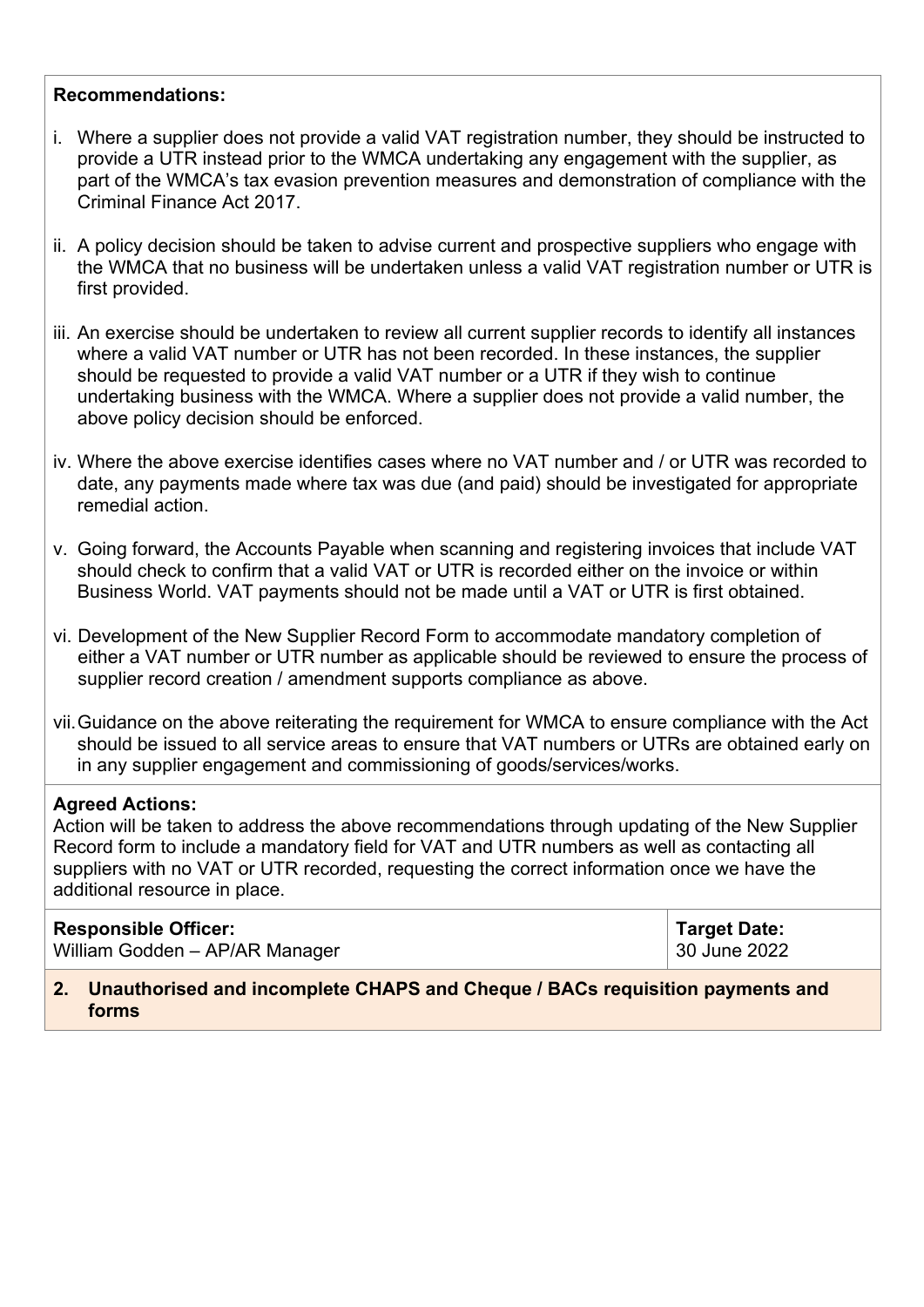**Recommendations:**

i. Where a supplier does not provide a valid VAT registration number, they should be instructed to provide a UTR instead prior to the WMCA undertaking any engagement with the supplier, as part of the WMCA's tax evasion prevention measures and demonstration of compliance with the Criminal Finance Act 2017.

ii. A policy decision should be taken to advise current and prospective suppliers who engage with the WMCA that no business will be undertaken unless a valid VAT registration number or UTR is first provided.

iii. An exercise should be undertaken to review all current supplier records to identify all instances where a valid VAT number or UTR has not been recorded. In these instances, the supplier should be requested to provide a valid VAT number or a UTR if they wish to continue undertaking business with the WMCA. Where a supplier does not provide a valid number, the above policy decision should be enforced.

iv. Where the above exercise identifies cases where no VAT number and / or UTR was recorded to date, any payments made where tax was due (and paid) should be investigated for appropriate remedial action.

v. Going forward, the Accounts Payable when scanning and registering invoices that include VAT should check to confirm that a valid VAT or UTR is recorded either on the invoice or within Business World. VAT payments should not be made until a VAT or UTR is first obtained.

vi. Development of the New Supplier Record Form to accommodate mandatory completion of either a VAT number or UTR number as applicable should be reviewed to ensure the process of supplier record creation / amendment supports compliance as above.

vii. Guidance on the above reiterating the requirement for WMCA to ensure compliance with the Act should be issued to all service areas to ensure that VAT numbers or UTRs are obtained early on in any supplier engagement and commissioning of goods/services/works.

**Agreed Actions:**

Action will be taken to address the above recommendations through updating of the New Supplier Record form to include a mandatory field for VAT and UTR numbers as well as contacting all suppliers with no VAT or UTR recorded, requesting the correct information once we have the additional resource in place.

| **Responsible Officer:** | **Target Date:** |
| --- | --- |
| William Godden – AP/AR Manager | 30 June 2022 |

## 2. Unauthorised and incomplete CHAPS and Cheque / BACs requisition payments and forms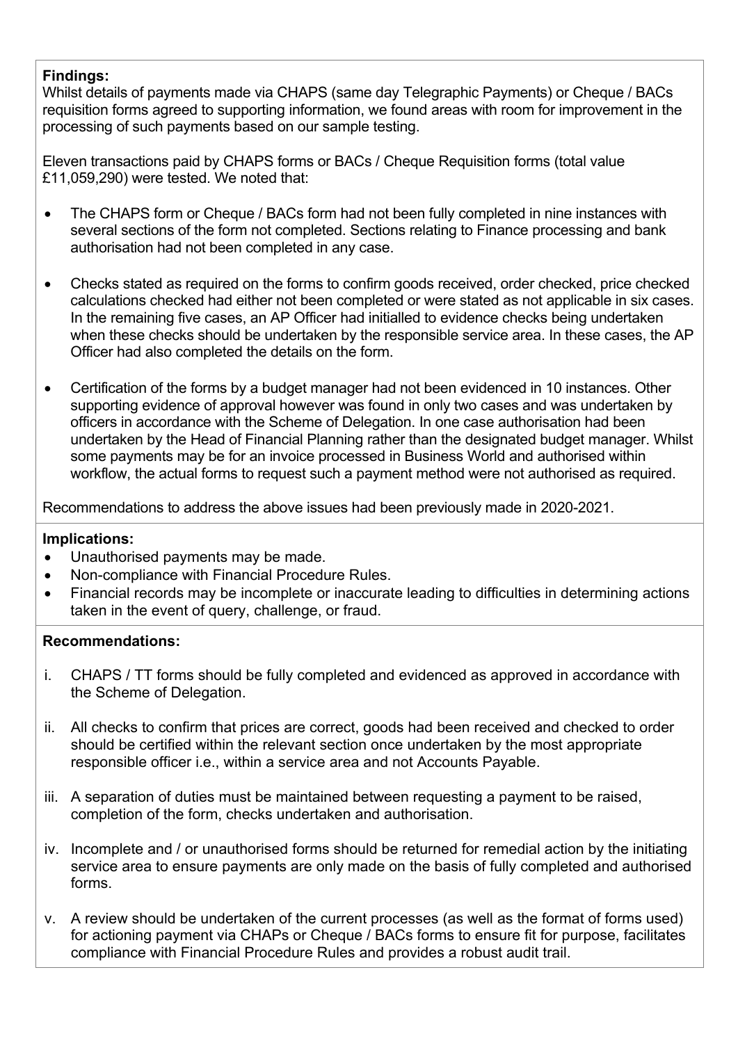**Findings:**
Whilst details of payments made via CHAPS (same day Telegraphic Payments) or Cheque / BACs requisition forms agreed to supporting information, we found areas with room for improvement in the processing of such payments based on our sample testing.

Eleven transactions paid by CHAPS forms or BACs / Cheque Requisition forms (total value £11,059,290) were tested. We noted that:

- The CHAPS form or Cheque / BACs form had not been fully completed in nine instances with several sections of the form not completed. Sections relating to Finance processing and bank authorisation had not been completed in any case.
- Checks stated as required on the forms to confirm goods received, order checked, price checked calculations checked had either not been completed or were stated as not applicable in six cases. In the remaining five cases, an AP Officer had initialled to evidence checks being undertaken when these checks should be undertaken by the responsible service area. In these cases, the AP Officer had also completed the details on the form.
- Certification of the forms by a budget manager had not been evidenced in 10 instances. Other supporting evidence of approval however was found in only two cases and was undertaken by officers in accordance with the Scheme of Delegation. In one case authorisation had been undertaken by the Head of Financial Planning rather than the designated budget manager. Whilst some payments may be for an invoice processed in Business World and authorised within workflow, the actual forms to request such a payment method were not authorised as required.

Recommendations to address the above issues had been previously made in 2020-2021.

**Implications:**

- Unauthorised payments may be made.
- Non-compliance with Financial Procedure Rules.
- Financial records may be incomplete or inaccurate leading to difficulties in determining actions taken in the event of query, challenge, or fraud.

**Recommendations:**

i. CHAPS / TT forms should be fully completed and evidenced as approved in accordance with the Scheme of Delegation.

ii. All checks to confirm that prices are correct, goods had been received and checked to order should be certified within the relevant section once undertaken by the most appropriate responsible officer i.e., within a service area and not Accounts Payable.

iii. A separation of duties must be maintained between requesting a payment to be raised, completion of the form, checks undertaken and authorisation.

iv. Incomplete and / or unauthorised forms should be returned for remedial action by the initiating service area to ensure payments are only made on the basis of fully completed and authorised forms.

v. A review should be undertaken of the current processes (as well as the format of forms used) for actioning payment via CHAPs or Cheque / BACs forms to ensure fit for purpose, facilitates compliance with Financial Procedure Rules and provides a robust audit trail.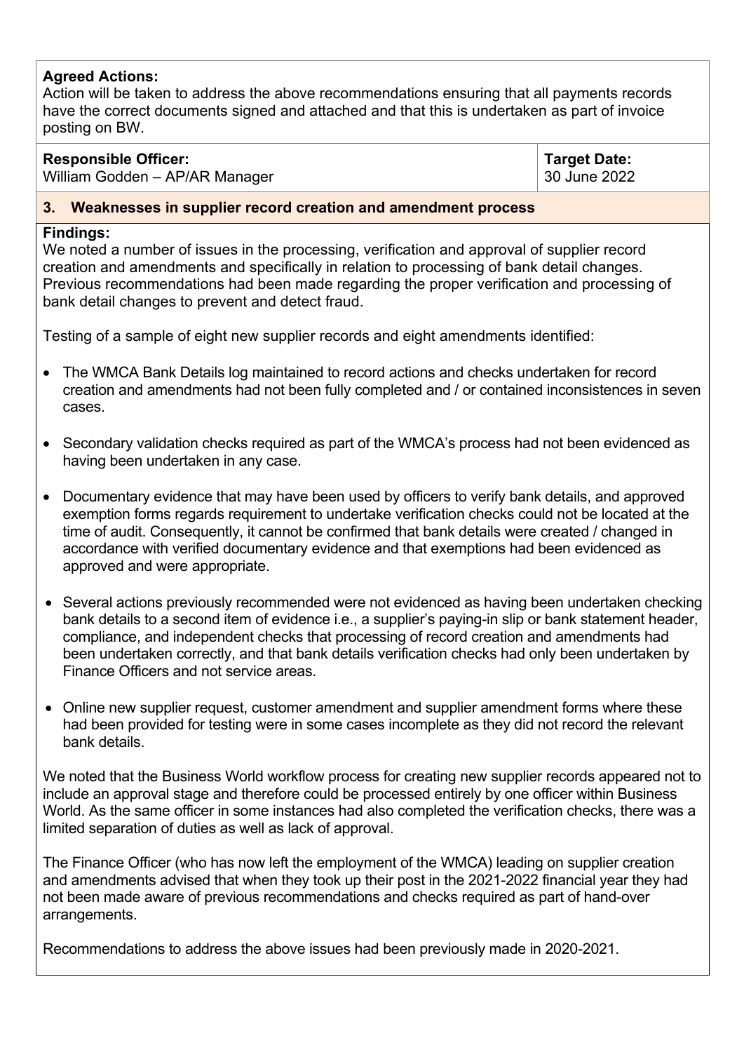**Agreed Actions:**
Action will be taken to address the above recommendations ensuring that all payments records have the correct documents signed and attached and that this is undertaken as part of invoice posting on BW.

| **Responsible Officer:** William Godden – AP/AR Manager | **Target Date:** 30 June 2022 |
| --- | --- |

### 3. Weaknesses in supplier record creation and amendment process

**Findings:**
We noted a number of issues in the processing, verification and approval of supplier record creation and amendments and specifically in relation to processing of bank detail changes. Previous recommendations had been made regarding the proper verification and processing of bank detail changes to prevent and detect fraud.

Testing of a sample of eight new supplier records and eight amendments identified:

- The WMCA Bank Details log maintained to record actions and checks undertaken for record creation and amendments had not been fully completed and / or contained inconsistences in seven cases.
- Secondary validation checks required as part of the WMCA's process had not been evidenced as having been undertaken in any case.
- Documentary evidence that may have been used by officers to verify bank details, and approved exemption forms regards requirement to undertake verification checks could not be located at the time of audit. Consequently, it cannot be confirmed that bank details were created / changed in accordance with verified documentary evidence and that exemptions had been evidenced as approved and were appropriate.
- Several actions previously recommended were not evidenced as having been undertaken checking bank details to a second item of evidence i.e., a supplier's paying-in slip or bank statement header, compliance, and independent checks that processing of record creation and amendments had been undertaken correctly, and that bank details verification checks had only been undertaken by Finance Officers and not service areas.
- Online new supplier request, customer amendment and supplier amendment forms where these had been provided for testing were in some cases incomplete as they did not record the relevant bank details.

We noted that the Business World workflow process for creating new supplier records appeared not to include an approval stage and therefore could be processed entirely by one officer within Business World. As the same officer in some instances had also completed the verification checks, there was a limited separation of duties as well as lack of approval.

The Finance Officer (who has now left the employment of the WMCA) leading on supplier creation and amendments advised that when they took up their post in the 2021-2022 financial year they had not been made aware of previous recommendations and checks required as part of hand-over arrangements.

Recommendations to address the above issues had been previously made in 2020-2021.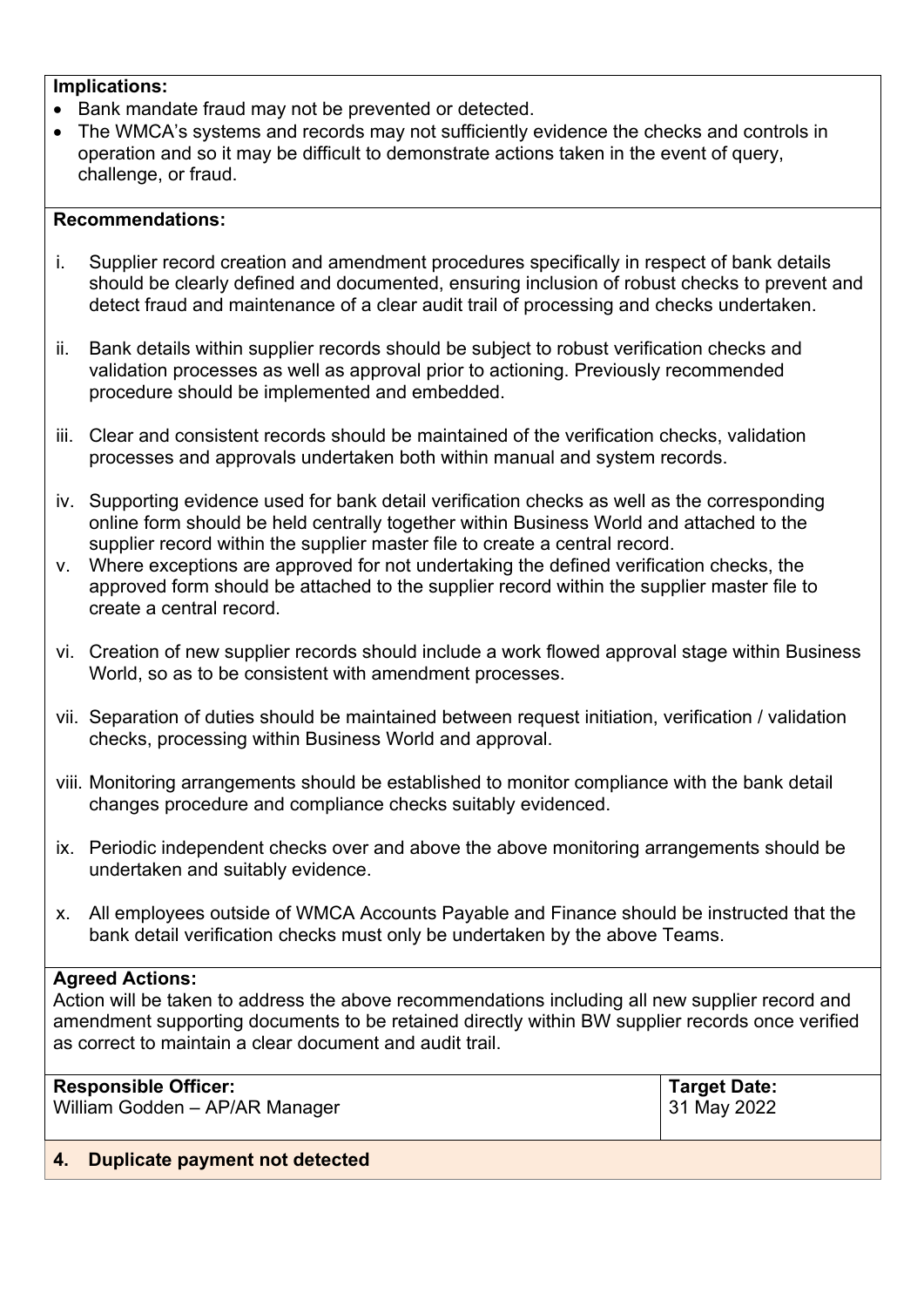**Implications:**

- Bank mandate fraud may not be prevented or detected.
- The WMCA's systems and records may not sufficiently evidence the checks and controls in operation and so it may be difficult to demonstrate actions taken in the event of query, challenge, or fraud.

**Recommendations:**

i. Supplier record creation and amendment procedures specifically in respect of bank details should be clearly defined and documented, ensuring inclusion of robust checks to prevent and detect fraud and maintenance of a clear audit trail of processing and checks undertaken.

ii. Bank details within supplier records should be subject to robust verification checks and validation processes as well as approval prior to actioning. Previously recommended procedure should be implemented and embedded.

iii. Clear and consistent records should be maintained of the verification checks, validation processes and approvals undertaken both within manual and system records.

iv. Supporting evidence used for bank detail verification checks as well as the corresponding online form should be held centrally together within Business World and attached to the supplier record within the supplier master file to create a central record.

v. Where exceptions are approved for not undertaking the defined verification checks, the approved form should be attached to the supplier record within the supplier master file to create a central record.

vi. Creation of new supplier records should include a work flowed approval stage within Business World, so as to be consistent with amendment processes.

vii. Separation of duties should be maintained between request initiation, verification / validation checks, processing within Business World and approval.

viii. Monitoring arrangements should be established to monitor compliance with the bank detail changes procedure and compliance checks suitably evidenced.

ix. Periodic independent checks over and above the above monitoring arrangements should be undertaken and suitably evidence.

x. All employees outside of WMCA Accounts Payable and Finance should be instructed that the bank detail verification checks must only be undertaken by the above Teams.

**Agreed Actions:**

Action will be taken to address the above recommendations including all new supplier record and amendment supporting documents to be retained directly within BW supplier records once verified as correct to maintain a clear document and audit trail.

| **Responsible Officer:** | **Target Date:** |
|---|---|
| William Godden – AP/AR Manager | 31 May 2022 |

## 4. Duplicate payment not detected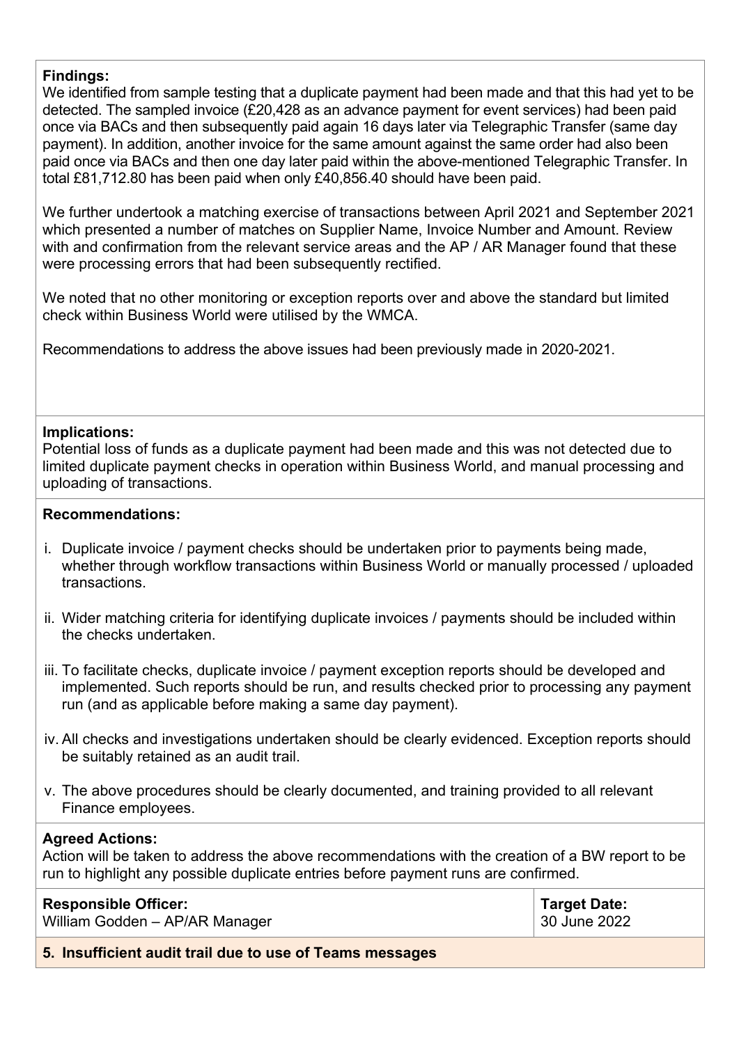**Findings:**

We identified from sample testing that a duplicate payment had been made and that this had yet to be detected. The sampled invoice (£20,428 as an advance payment for event services) had been paid once via BACs and then subsequently paid again 16 days later via Telegraphic Transfer (same day payment). In addition, another invoice for the same amount against the same order had also been paid once via BACs and then one day later paid within the above-mentioned Telegraphic Transfer. In total £81,712.80 has been paid when only £40,856.40 should have been paid.

We further undertook a matching exercise of transactions between April 2021 and September 2021 which presented a number of matches on Supplier Name, Invoice Number and Amount. Review with and confirmation from the relevant service areas and the AP / AR Manager found that these were processing errors that had been subsequently rectified.

We noted that no other monitoring or exception reports over and above the standard but limited check within Business World were utilised by the WMCA.

Recommendations to address the above issues had been previously made in 2020-2021.

**Implications:**

Potential loss of funds as a duplicate payment had been made and this was not detected due to limited duplicate payment checks in operation within Business World, and manual processing and uploading of transactions.

**Recommendations:**

i. Duplicate invoice / payment checks should be undertaken prior to payments being made, whether through workflow transactions within Business World or manually processed / uploaded transactions.

ii. Wider matching criteria for identifying duplicate invoices / payments should be included within the checks undertaken.

iii. To facilitate checks, duplicate invoice / payment exception reports should be developed and implemented. Such reports should be run, and results checked prior to processing any payment run (and as applicable before making a same day payment).

iv. All checks and investigations undertaken should be clearly evidenced. Exception reports should be suitably retained as an audit trail.

v. The above procedures should be clearly documented, and training provided to all relevant Finance employees.

**Agreed Actions:**

Action will be taken to address the above recommendations with the creation of a BW report to be run to highlight any possible duplicate entries before payment runs are confirmed.

| **Responsible Officer:** William Godden – AP/AR Manager | **Target Date:** 30 June 2022 |
|---|---|

**5. Insufficient audit trail due to use of Teams messages**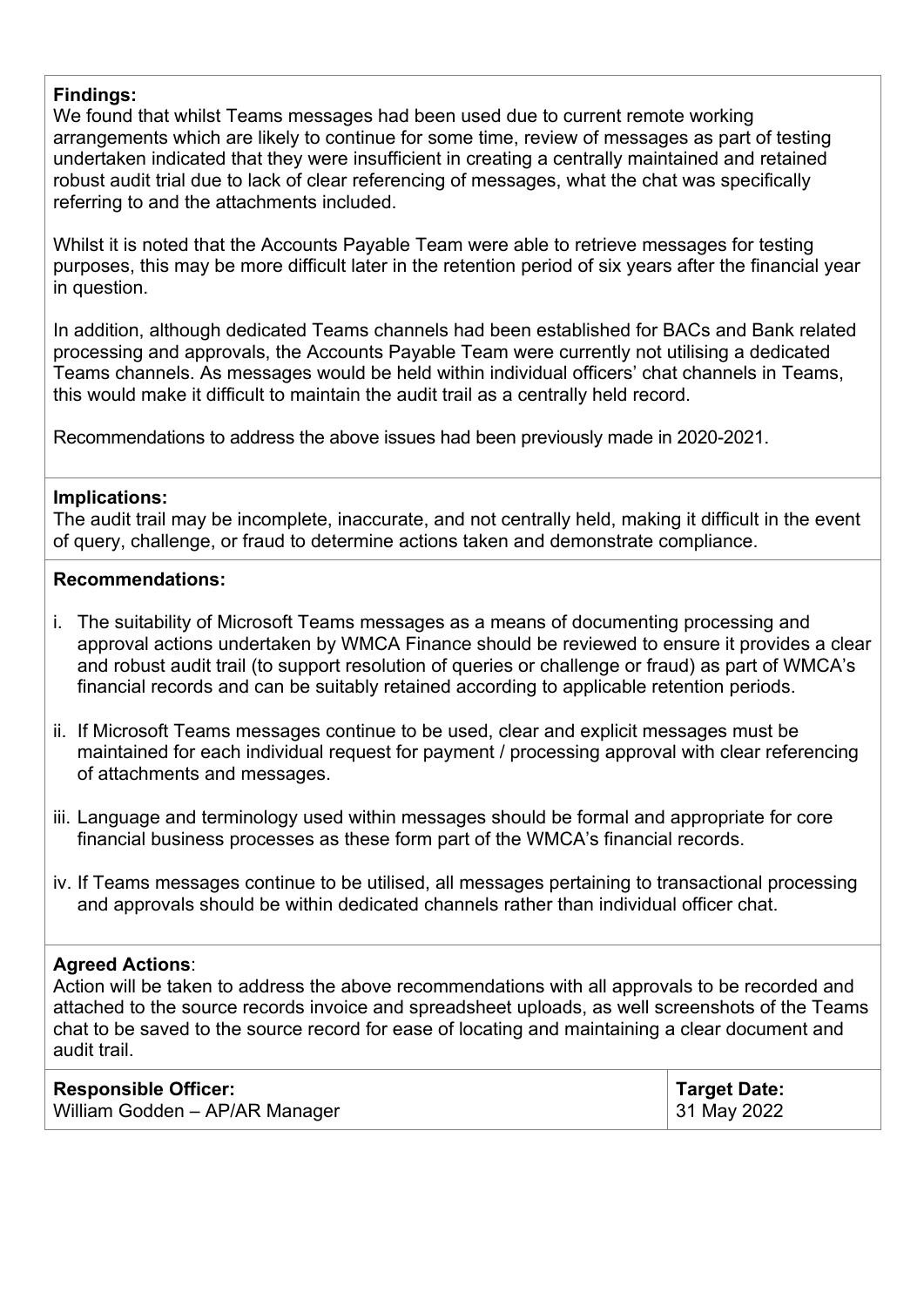**Findings:**
We found that whilst Teams messages had been used due to current remote working arrangements which are likely to continue for some time, review of messages as part of testing undertaken indicated that they were insufficient in creating a centrally maintained and retained robust audit trial due to lack of clear referencing of messages, what the chat was specifically referring to and the attachments included.

Whilst it is noted that the Accounts Payable Team were able to retrieve messages for testing purposes, this may be more difficult later in the retention period of six years after the financial year in question.

In addition, although dedicated Teams channels had been established for BACs and Bank related processing and approvals, the Accounts Payable Team were currently not utilising a dedicated Teams channels. As messages would be held within individual officers' chat channels in Teams, this would make it difficult to maintain the audit trail as a centrally held record.

Recommendations to address the above issues had been previously made in 2020-2021.

**Implications:**
The audit trail may be incomplete, inaccurate, and not centrally held, making it difficult in the event of query, challenge, or fraud to determine actions taken and demonstrate compliance.

**Recommendations:**

i. The suitability of Microsoft Teams messages as a means of documenting processing and approval actions undertaken by WMCA Finance should be reviewed to ensure it provides a clear and robust audit trail (to support resolution of queries or challenge or fraud) as part of WMCA's financial records and can be suitably retained according to applicable retention periods.

ii. If Microsoft Teams messages continue to be used, clear and explicit messages must be maintained for each individual request for payment / processing approval with clear referencing of attachments and messages.

iii. Language and terminology used within messages should be formal and appropriate for core financial business processes as these form part of the WMCA's financial records.

iv. If Teams messages continue to be utilised, all messages pertaining to transactional processing and approvals should be within dedicated channels rather than individual officer chat.

**Agreed Actions**:
Action will be taken to address the above recommendations with all approvals to be recorded and attached to the source records invoice and spreadsheet uploads, as well screenshots of the Teams chat to be saved to the source record for ease of locating and maintaining a clear document and audit trail.

| **Responsible Officer:** | **Target Date:** |
| --- | --- |
| William Godden – AP/AR Manager | 31 May 2022 |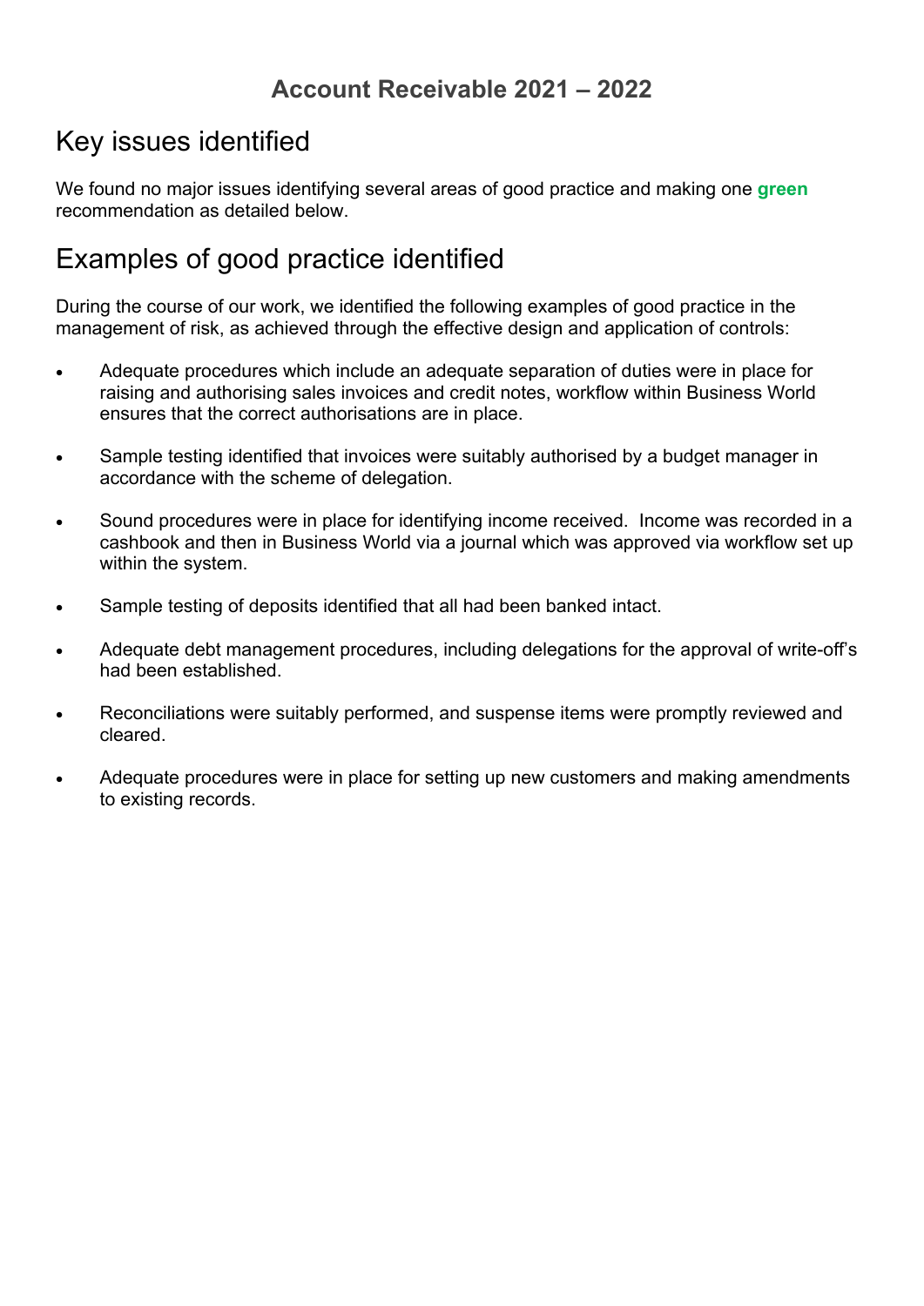## Account Receivable 2021 – 2022

# Key issues identified

We found no major issues identifying several areas of good practice and making one **green** recommendation as detailed below.

# Examples of good practice identified

During the course of our work, we identified the following examples of good practice in the management of risk, as achieved through the effective design and application of controls:

- Adequate procedures which include an adequate separation of duties were in place for raising and authorising sales invoices and credit notes, workflow within Business World ensures that the correct authorisations are in place.
- Sample testing identified that invoices were suitably authorised by a budget manager in accordance with the scheme of delegation.
- Sound procedures were in place for identifying income received. Income was recorded in a cashbook and then in Business World via a journal which was approved via workflow set up within the system.
- Sample testing of deposits identified that all had been banked intact.
- Adequate debt management procedures, including delegations for the approval of write-off's had been established.
- Reconciliations were suitably performed, and suspense items were promptly reviewed and cleared.
- Adequate procedures were in place for setting up new customers and making amendments to existing records.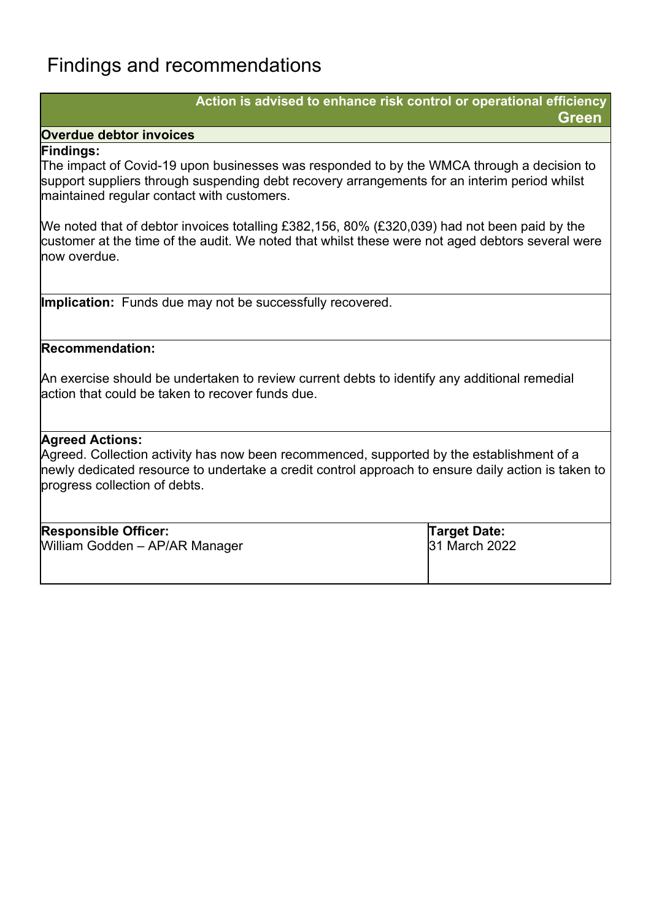# Findings and recommendations

**Action is advised to enhance risk control or operational efficiency**
**Green**

**Overdue debtor invoices**

**Findings:**
The impact of Covid-19 upon businesses was responded to by the WMCA through a decision to support suppliers through suspending debt recovery arrangements for an interim period whilst maintained regular contact with customers.

We noted that of debtor invoices totalling £382,156, 80% (£320,039) had not been paid by the customer at the time of the audit. We noted that whilst these were not aged debtors several were now overdue.

**Implication:** Funds due may not be successfully recovered.

**Recommendation:**

An exercise should be undertaken to review current debts to identify any additional remedial action that could be taken to recover funds due.

**Agreed Actions:**
Agreed. Collection activity has now been recommenced, supported by the establishment of a newly dedicated resource to undertake a credit control approach to ensure daily action is taken to progress collection of debts.

| Responsible Officer: | Target Date: |
| --- | --- |
| William Godden – AP/AR Manager | 31 March 2022 |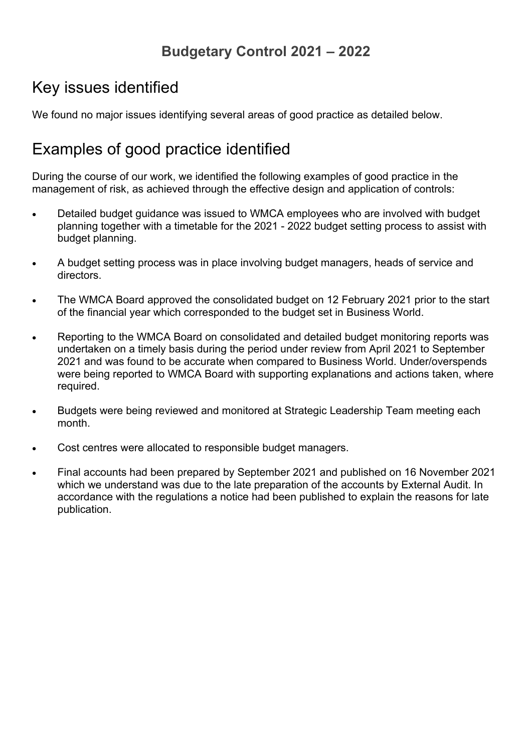## Budgetary Control 2021 – 2022

# Key issues identified

We found no major issues identifying several areas of good practice as detailed below.

# Examples of good practice identified

During the course of our work, we identified the following examples of good practice in the management of risk, as achieved through the effective design and application of controls:

- Detailed budget guidance was issued to WMCA employees who are involved with budget planning together with a timetable for the 2021 - 2022 budget setting process to assist with budget planning.
- A budget setting process was in place involving budget managers, heads of service and directors.
- The WMCA Board approved the consolidated budget on 12 February 2021 prior to the start of the financial year which corresponded to the budget set in Business World.
- Reporting to the WMCA Board on consolidated and detailed budget monitoring reports was undertaken on a timely basis during the period under review from April 2021 to September 2021 and was found to be accurate when compared to Business World. Under/overspends were being reported to WMCA Board with supporting explanations and actions taken, where required.
- Budgets were being reviewed and monitored at Strategic Leadership Team meeting each month.
- Cost centres were allocated to responsible budget managers.
- Final accounts had been prepared by September 2021 and published on 16 November 2021 which we understand was due to the late preparation of the accounts by External Audit. In accordance with the regulations a notice had been published to explain the reasons for late publication.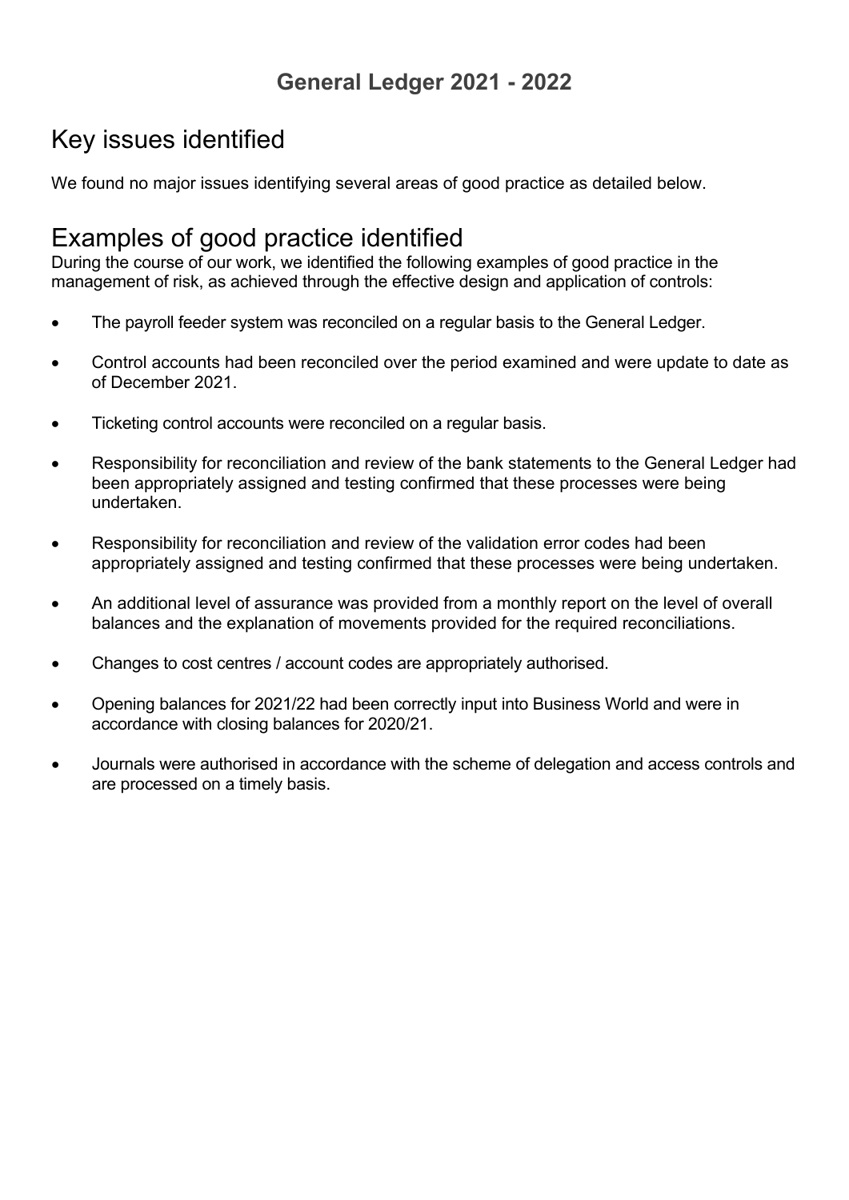## General Ledger 2021 - 2022

# Key issues identified

We found no major issues identifying several areas of good practice as detailed below.

# Examples of good practice identified

During the course of our work, we identified the following examples of good practice in the management of risk, as achieved through the effective design and application of controls:

- The payroll feeder system was reconciled on a regular basis to the General Ledger.
- Control accounts had been reconciled over the period examined and were update to date as of December 2021.
- Ticketing control accounts were reconciled on a regular basis.
- Responsibility for reconciliation and review of the bank statements to the General Ledger had been appropriately assigned and testing confirmed that these processes were being undertaken.
- Responsibility for reconciliation and review of the validation error codes had been appropriately assigned and testing confirmed that these processes were being undertaken.
- An additional level of assurance was provided from a monthly report on the level of overall balances and the explanation of movements provided for the required reconciliations.
- Changes to cost centres / account codes are appropriately authorised.
- Opening balances for 2021/22 had been correctly input into Business World and were in accordance with closing balances for 2020/21.
- Journals were authorised in accordance with the scheme of delegation and access controls and are processed on a timely basis.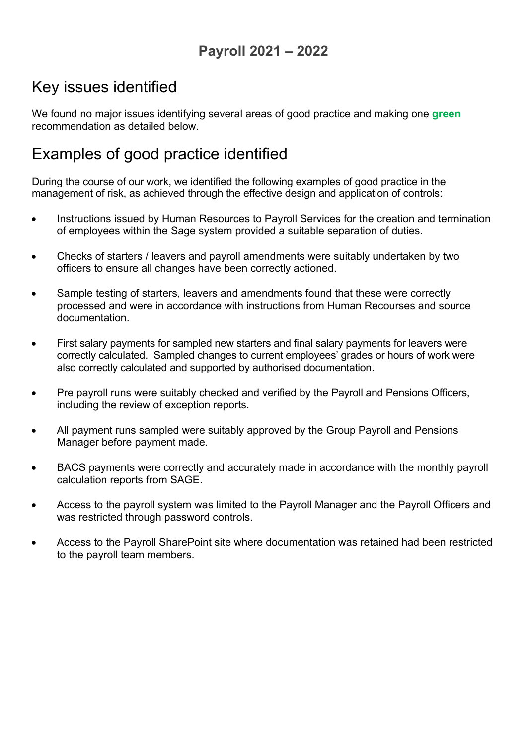# Payroll 2021 – 2022

## Key issues identified

We found no major issues identifying several areas of good practice and making one **green** recommendation as detailed below.

## Examples of good practice identified

During the course of our work, we identified the following examples of good practice in the management of risk, as achieved through the effective design and application of controls:

- Instructions issued by Human Resources to Payroll Services for the creation and termination of employees within the Sage system provided a suitable separation of duties.
- Checks of starters / leavers and payroll amendments were suitably undertaken by two officers to ensure all changes have been correctly actioned.
- Sample testing of starters, leavers and amendments found that these were correctly processed and were in accordance with instructions from Human Recourses and source documentation.
- First salary payments for sampled new starters and final salary payments for leavers were correctly calculated. Sampled changes to current employees' grades or hours of work were also correctly calculated and supported by authorised documentation.
- Pre payroll runs were suitably checked and verified by the Payroll and Pensions Officers, including the review of exception reports.
- All payment runs sampled were suitably approved by the Group Payroll and Pensions Manager before payment made.
- BACS payments were correctly and accurately made in accordance with the monthly payroll calculation reports from SAGE.
- Access to the payroll system was limited to the Payroll Manager and the Payroll Officers and was restricted through password controls.
- Access to the Payroll SharePoint site where documentation was retained had been restricted to the payroll team members.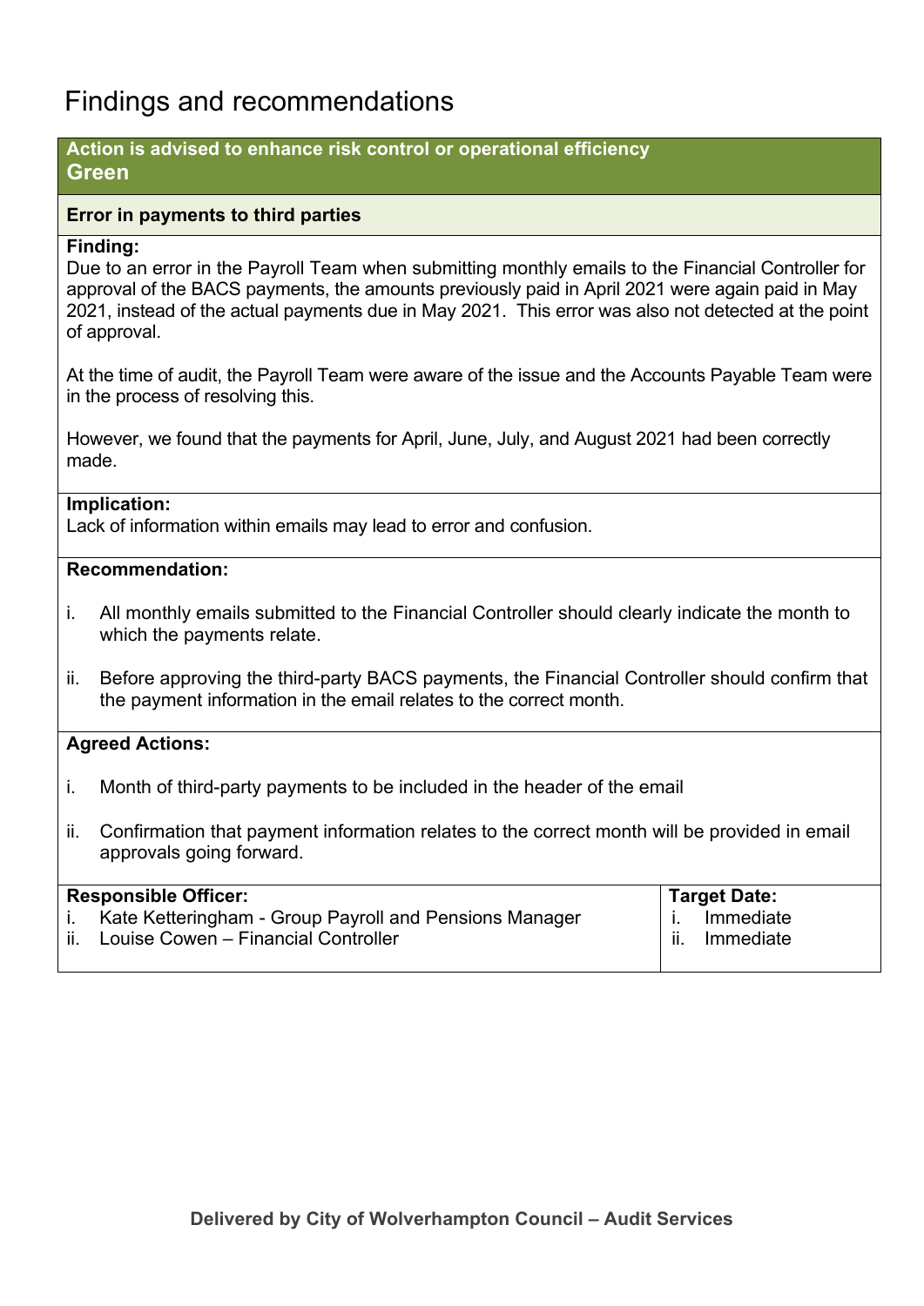# Findings and recommendations

**Action is advised to enhance risk control or operational efficiency**
**Green**

**Error in payments to third parties**

**Finding:**
Due to an error in the Payroll Team when submitting monthly emails to the Financial Controller for approval of the BACS payments, the amounts previously paid in April 2021 were again paid in May 2021, instead of the actual payments due in May 2021. This error was also not detected at the point of approval.

At the time of audit, the Payroll Team were aware of the issue and the Accounts Payable Team were in the process of resolving this.

However, we found that the payments for April, June, July, and August 2021 had been correctly made.

**Implication:**
Lack of information within emails may lead to error and confusion.

**Recommendation:**

i. All monthly emails submitted to the Financial Controller should clearly indicate the month to which the payments relate.

ii. Before approving the third-party BACS payments, the Financial Controller should confirm that the payment information in the email relates to the correct month.

**Agreed Actions:**

i. Month of third-party payments to be included in the header of the email

ii. Confirmation that payment information relates to the correct month will be provided in email approvals going forward.

| Responsible Officer: | Target Date: |
| --- | --- |
| i. Kate Ketteringham - Group Payroll and Pensions Manager | i. Immediate |
| ii. Louise Cowen – Financial Controller | ii. Immediate |

**Delivered by City of Wolverhampton Council – Audit Services**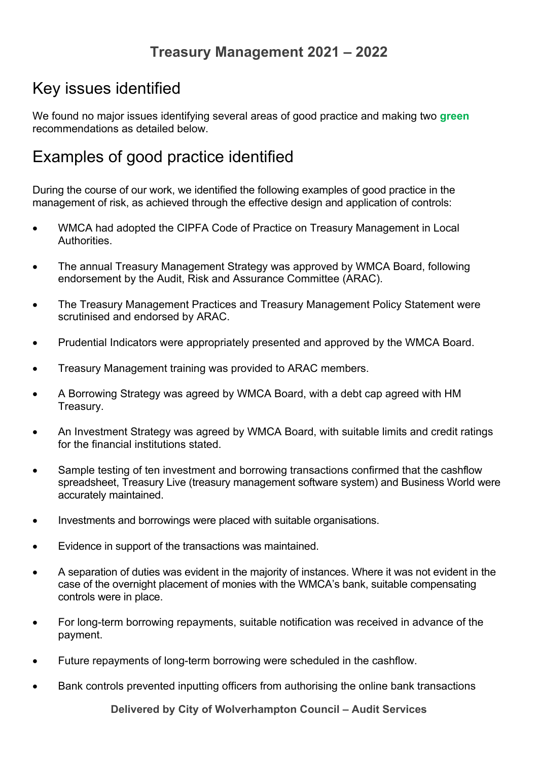## Treasury Management 2021 – 2022

## Key issues identified

We found no major issues identifying several areas of good practice and making two **green** recommendations as detailed below.

## Examples of good practice identified

During the course of our work, we identified the following examples of good practice in the management of risk, as achieved through the effective design and application of controls:

- WMCA had adopted the CIPFA Code of Practice on Treasury Management in Local Authorities.
- The annual Treasury Management Strategy was approved by WMCA Board, following endorsement by the Audit, Risk and Assurance Committee (ARAC).
- The Treasury Management Practices and Treasury Management Policy Statement were scrutinised and endorsed by ARAC.
- Prudential Indicators were appropriately presented and approved by the WMCA Board.
- Treasury Management training was provided to ARAC members.
- A Borrowing Strategy was agreed by WMCA Board, with a debt cap agreed with HM Treasury.
- An Investment Strategy was agreed by WMCA Board, with suitable limits and credit ratings for the financial institutions stated.
- Sample testing of ten investment and borrowing transactions confirmed that the cashflow spreadsheet, Treasury Live (treasury management software system) and Business World were accurately maintained.
- Investments and borrowings were placed with suitable organisations.
- Evidence in support of the transactions was maintained.
- A separation of duties was evident in the majority of instances. Where it was not evident in the case of the overnight placement of monies with the WMCA's bank, suitable compensating controls were in place.
- For long-term borrowing repayments, suitable notification was received in advance of the payment.
- Future repayments of long-term borrowing were scheduled in the cashflow.
- Bank controls prevented inputting officers from authorising the online bank transactions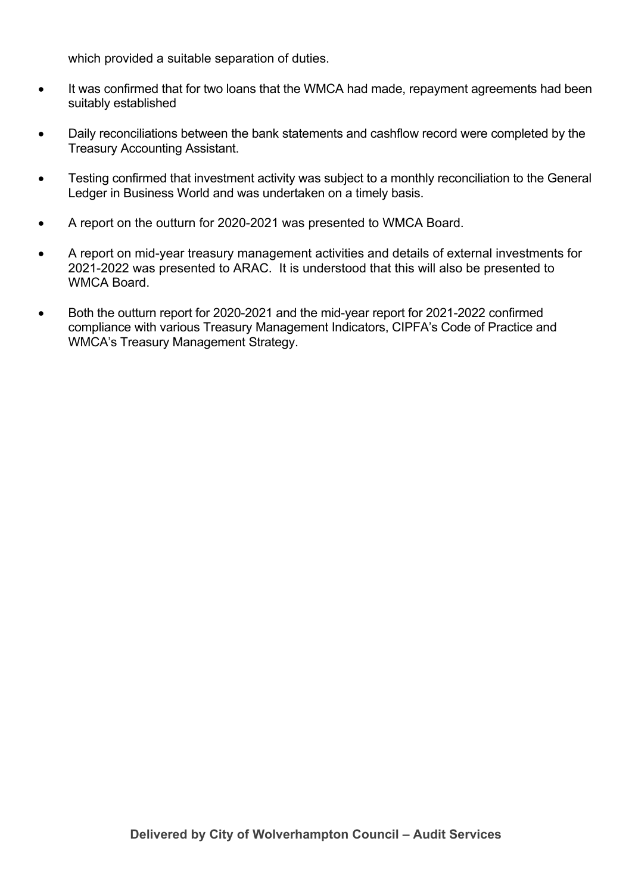which provided a suitable separation of duties.

- It was confirmed that for two loans that the WMCA had made, repayment agreements had been suitably established
- Daily reconciliations between the bank statements and cashflow record were completed by the Treasury Accounting Assistant.
- Testing confirmed that investment activity was subject to a monthly reconciliation to the General Ledger in Business World and was undertaken on a timely basis.
- A report on the outturn for 2020-2021 was presented to WMCA Board.
- A report on mid-year treasury management activities and details of external investments for 2021-2022 was presented to ARAC. It is understood that this will also be presented to WMCA Board.
- Both the outturn report for 2020-2021 and the mid-year report for 2021-2022 confirmed compliance with various Treasury Management Indicators, CIPFA's Code of Practice and WMCA's Treasury Management Strategy.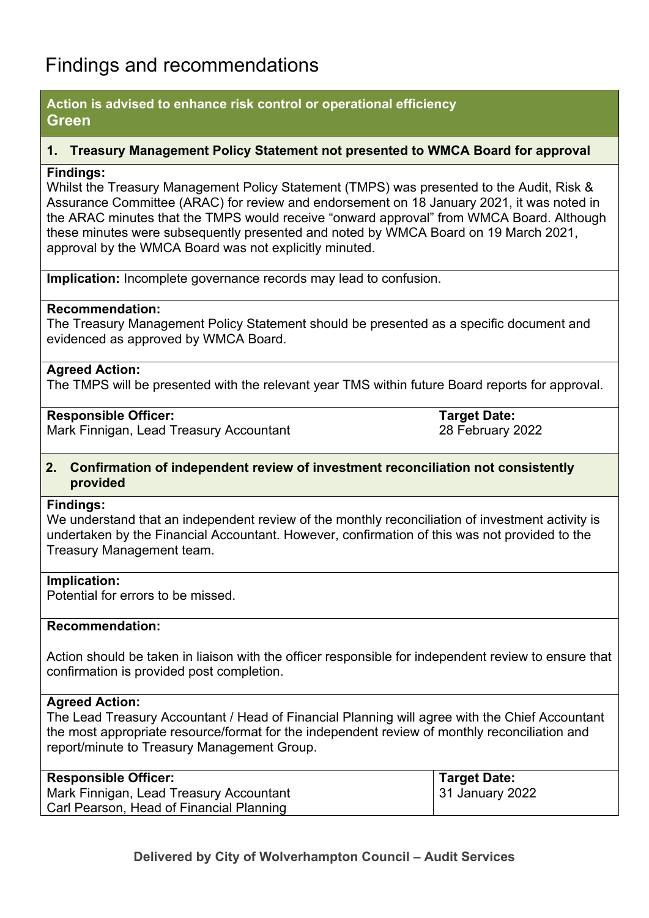# Findings and recommendations

**Action is advised to enhance risk control or operational efficiency**
**Green**

### 1. Treasury Management Policy Statement not presented to WMCA Board for approval

**Findings:**
Whilst the Treasury Management Policy Statement (TMPS) was presented to the Audit, Risk & Assurance Committee (ARAC) for review and endorsement on 18 January 2021, it was noted in the ARAC minutes that the TMPS would receive "onward approval" from WMCA Board. Although these minutes were subsequently presented and noted by WMCA Board on 19 March 2021, approval by the WMCA Board was not explicitly minuted.

**Implication:** Incomplete governance records may lead to confusion.

**Recommendation:**
The Treasury Management Policy Statement should be presented as a specific document and evidenced as approved by WMCA Board.

**Agreed Action:**
The TMPS will be presented with the relevant year TMS within future Board reports for approval.

| Responsible Officer: | Target Date: |
|---|---|
| Mark Finnigan, Lead Treasury Accountant | 28 February 2022 |

### 2. Confirmation of independent review of investment reconciliation not consistently provided

**Findings:**
We understand that an independent review of the monthly reconciliation of investment activity is undertaken by the Financial Accountant. However, confirmation of this was not provided to the Treasury Management team.

**Implication:**
Potential for errors to be missed.

**Recommendation:**

Action should be taken in liaison with the officer responsible for independent review to ensure that confirmation is provided post completion.

**Agreed Action:**
The Lead Treasury Accountant / Head of Financial Planning will agree with the Chief Accountant the most appropriate resource/format for the independent review of monthly reconciliation and report/minute to Treasury Management Group.

| Responsible Officer: | Target Date: |
|---|---|
| Mark Finnigan, Lead Treasury Accountant<br>Carl Pearson, Head of Financial Planning | 31 January 2022 |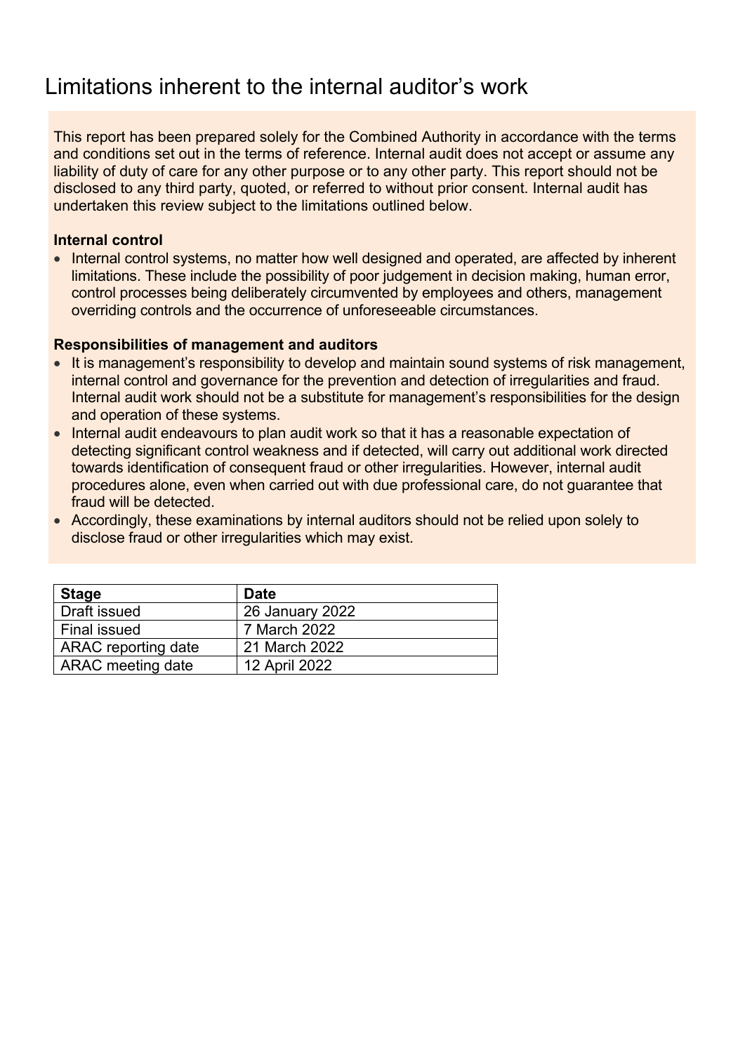# Limitations inherent to the internal auditor's work

This report has been prepared solely for the Combined Authority in accordance with the terms and conditions set out in the terms of reference. Internal audit does not accept or assume any liability of duty of care for any other purpose or to any other party. This report should not be disclosed to any third party, quoted, or referred to without prior consent. Internal audit has undertaken this review subject to the limitations outlined below.

**Internal control**

- Internal control systems, no matter how well designed and operated, are affected by inherent limitations. These include the possibility of poor judgement in decision making, human error, control processes being deliberately circumvented by employees and others, management overriding controls and the occurrence of unforeseeable circumstances.

**Responsibilities of management and auditors**

- It is management's responsibility to develop and maintain sound systems of risk management, internal control and governance for the prevention and detection of irregularities and fraud. Internal audit work should not be a substitute for management's responsibilities for the design and operation of these systems.
- Internal audit endeavours to plan audit work so that it has a reasonable expectation of detecting significant control weakness and if detected, will carry out additional work directed towards identification of consequent fraud or other irregularities. However, internal audit procedures alone, even when carried out with due professional care, do not guarantee that fraud will be detected.
- Accordingly, these examinations by internal auditors should not be relied upon solely to disclose fraud or other irregularities which may exist.

| Stage | Date |
| --- | --- |
| Draft issued | 26 January 2022 |
| Final issued | 7 March 2022 |
| ARAC reporting date | 21 March 2022 |
| ARAC meeting date | 12 April 2022 |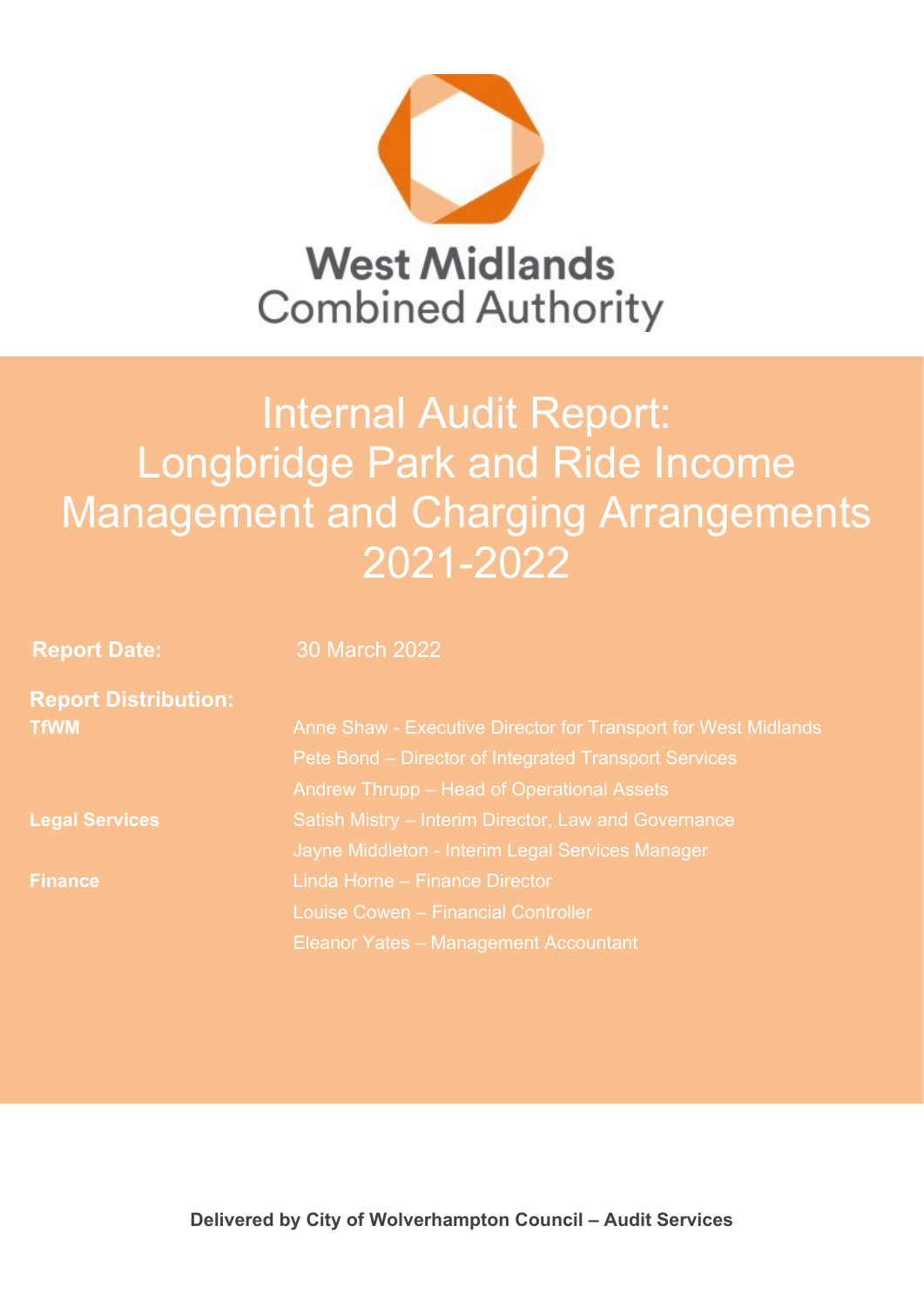West Midlands Combined Authority

# Internal Audit Report: Longbridge Park and Ride Income Management and Charging Arrangements 2021-2022

**Report Date:** 30 March 2022

**Report Distribution:**

| | |
|---|---|
| **TfWM** | Anne Shaw - Executive Director for Transport for West Midlands |
| | Pete Bond – Director of Integrated Transport Services |
| | Andrew Thrupp – Head of Operational Assets |
| **Legal Services** | Satish Mistry – Interim Director, Law and Governance |
| | Jayne Middleton - Interim Legal Services Manager |
| **Finance** | Linda Horne – Finance Director |
| | Louise Cowen – Financial Controller |
| | Eleanor Yates – Management Accountant |

**Delivered by City of Wolverhampton Council – Audit Services**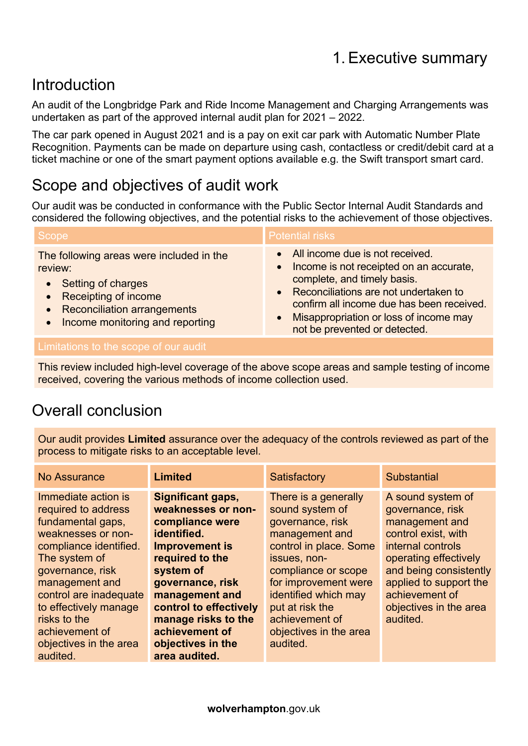# 1. Executive summary

## Introduction

An audit of the Longbridge Park and Ride Income Management and Charging Arrangements was undertaken as part of the approved internal audit plan for 2021 – 2022.

The car park opened in August 2021 and is a pay on exit car park with Automatic Number Plate Recognition. Payments can be made on departure using cash, contactless or credit/debit card at a ticket machine or one of the smart payment options available e.g. the Swift transport smart card.

## Scope and objectives of audit work

Our audit was be conducted in conformance with the Public Sector Internal Audit Standards and considered the following objectives, and the potential risks to the achievement of those objectives.

| Scope | Potential risks |
|---|---|
| The following areas were included in the review:<br>• Setting of charges<br>• Receipting of income<br>• Reconciliation arrangements<br>• Income monitoring and reporting | • All income due is not received.<br>• Income is not receipted on an accurate, complete, and timely basis.<br>• Reconciliations are not undertaken to confirm all income due has been received.<br>• Misappropriation or loss of income may not be prevented or detected. |

| Limitations to the scope of our audit |
|---|
| This review included high-level coverage of the above scope areas and sample testing of income received, covering the various methods of income collection used. |

## Overall conclusion

Our audit provides **Limited** assurance over the adequacy of the controls reviewed as part of the process to mitigate risks to an acceptable level.

| No Assurance | **Limited** | Satisfactory | Substantial |
|---|---|---|---|
| Immediate action is required to address fundamental gaps, weaknesses or non-compliance identified. The system of governance, risk management and control are inadequate to effectively manage risks to the achievement of objectives in the area audited. | **Significant gaps, weaknesses or non-compliance were identified. Improvement is required to the system of governance, risk management and control to effectively manage risks to the achievement of objectives in the area audited.** | There is a generally sound system of governance, risk management and control in place. Some issues, non-compliance or scope for improvement were identified which may put at risk the achievement of objectives in the area audited. | A sound system of governance, risk management and control exist, with internal controls operating effectively and being consistently applied to support the achievement of objectives in the area audited. |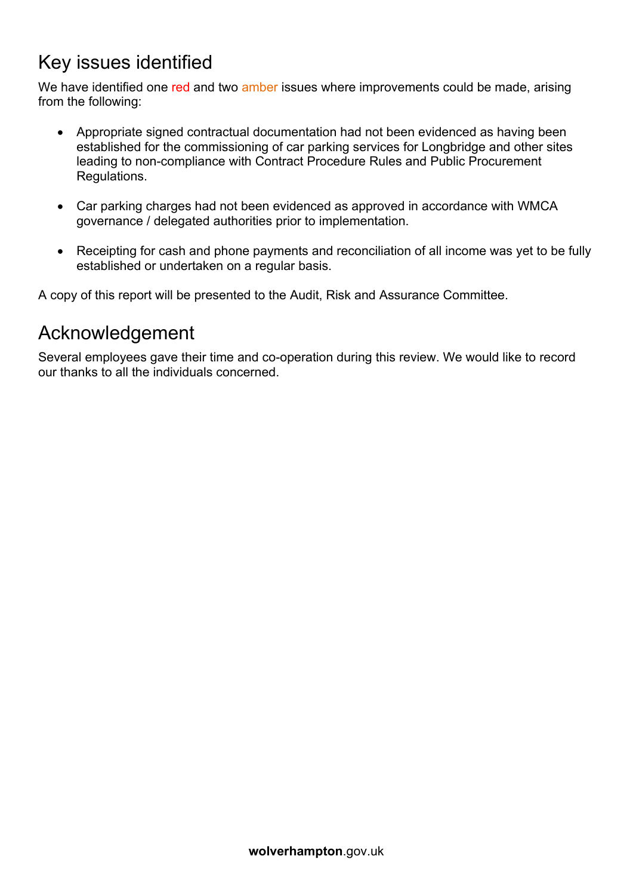## Key issues identified

We have identified one red and two amber issues where improvements could be made, arising from the following:

- Appropriate signed contractual documentation had not been evidenced as having been established for the commissioning of car parking services for Longbridge and other sites leading to non-compliance with Contract Procedure Rules and Public Procurement Regulations.
- Car parking charges had not been evidenced as approved in accordance with WMCA governance / delegated authorities prior to implementation.
- Receipting for cash and phone payments and reconciliation of all income was yet to be fully established or undertaken on a regular basis.

A copy of this report will be presented to the Audit, Risk and Assurance Committee.

## Acknowledgement

Several employees gave their time and co-operation during this review. We would like to record our thanks to all the individuals concerned.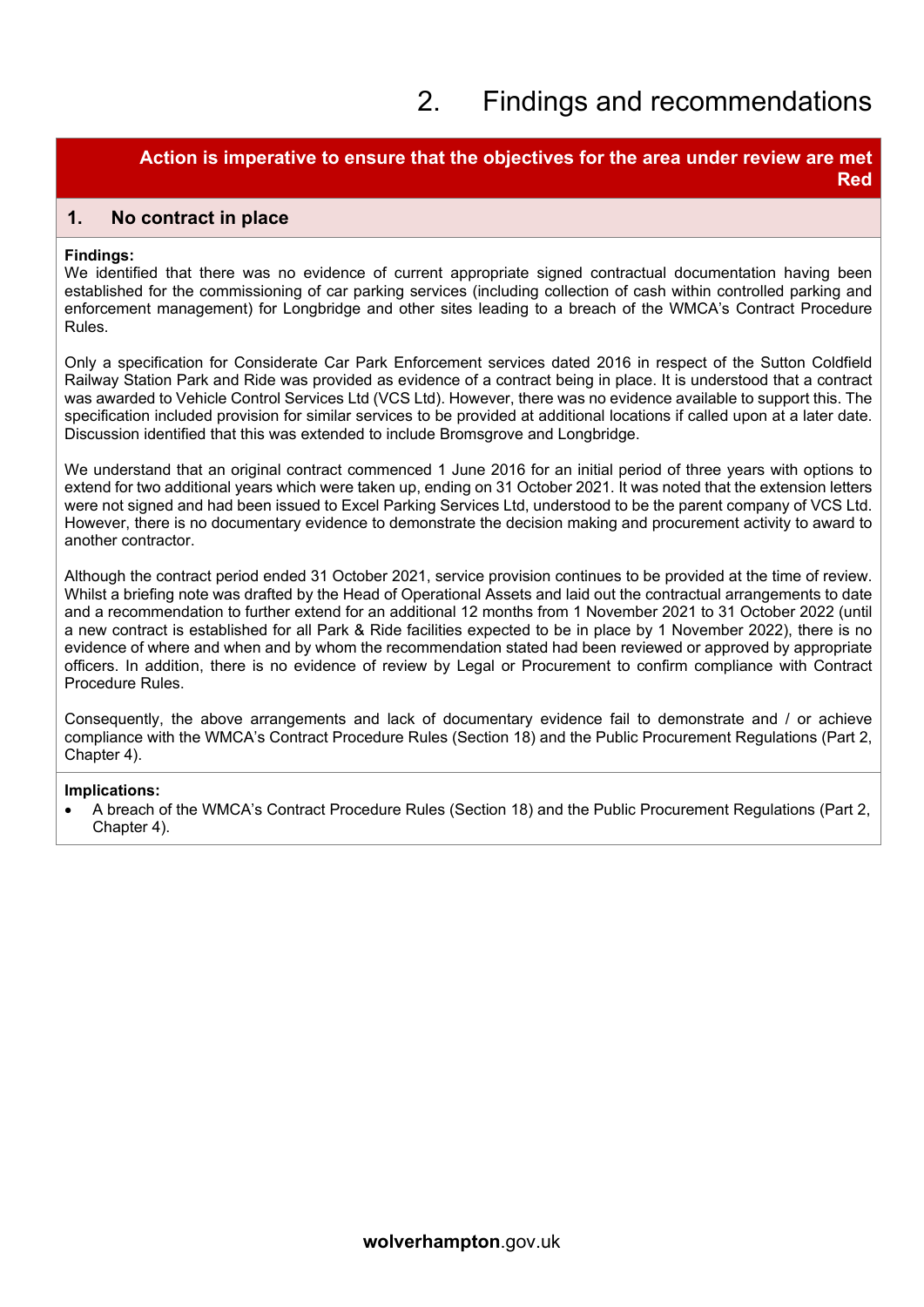# 2. Findings and recommendations

**Action is imperative to ensure that the objectives for the area under review are met**
**Red**

## 1. No contract in place

**Findings:**
We identified that there was no evidence of current appropriate signed contractual documentation having been established for the commissioning of car parking services (including collection of cash within controlled parking and enforcement management) for Longbridge and other sites leading to a breach of the WMCA's Contract Procedure Rules.

Only a specification for Considerate Car Park Enforcement services dated 2016 in respect of the Sutton Coldfield Railway Station Park and Ride was provided as evidence of a contract being in place. It is understood that a contract was awarded to Vehicle Control Services Ltd (VCS Ltd). However, there was no evidence available to support this. The specification included provision for similar services to be provided at additional locations if called upon at a later date. Discussion identified that this was extended to include Bromsgrove and Longbridge.

We understand that an original contract commenced 1 June 2016 for an initial period of three years with options to extend for two additional years which were taken up, ending on 31 October 2021. It was noted that the extension letters were not signed and had been issued to Excel Parking Services Ltd, understood to be the parent company of VCS Ltd. However, there is no documentary evidence to demonstrate the decision making and procurement activity to award to another contractor.

Although the contract period ended 31 October 2021, service provision continues to be provided at the time of review. Whilst a briefing note was drafted by the Head of Operational Assets and laid out the contractual arrangements to date and a recommendation to further extend for an additional 12 months from 1 November 2021 to 31 October 2022 (until a new contract is established for all Park & Ride facilities expected to be in place by 1 November 2022), there is no evidence of where and when and by whom the recommendation stated had been reviewed or approved by appropriate officers. In addition, there is no evidence of review by Legal or Procurement to confirm compliance with Contract Procedure Rules.

Consequently, the above arrangements and lack of documentary evidence fail to demonstrate and / or achieve compliance with the WMCA's Contract Procedure Rules (Section 18) and the Public Procurement Regulations (Part 2, Chapter 4).

**Implications:**

- A breach of the WMCA's Contract Procedure Rules (Section 18) and the Public Procurement Regulations (Part 2, Chapter 4).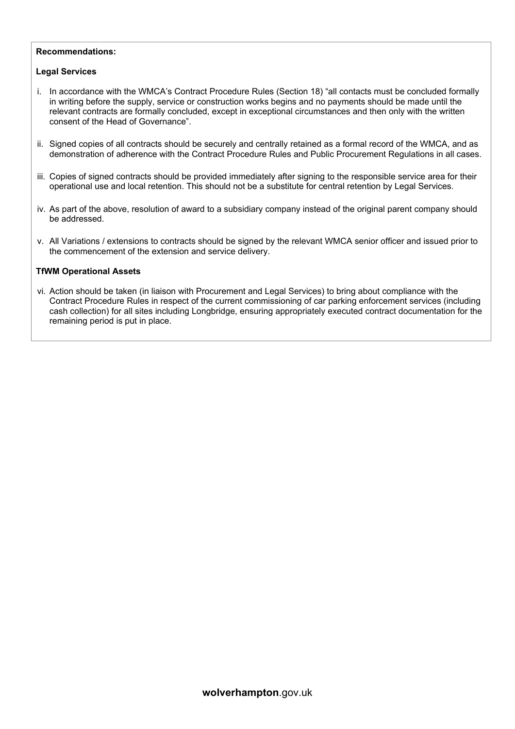**Recommendations:**

**Legal Services**

i. In accordance with the WMCA's Contract Procedure Rules (Section 18) "all contacts must be concluded formally in writing before the supply, service or construction works begins and no payments should be made until the relevant contracts are formally concluded, except in exceptional circumstances and then only with the written consent of the Head of Governance".

ii. Signed copies of all contracts should be securely and centrally retained as a formal record of the WMCA, and as demonstration of adherence with the Contract Procedure Rules and Public Procurement Regulations in all cases.

iii. Copies of signed contracts should be provided immediately after signing to the responsible service area for their operational use and local retention. This should not be a substitute for central retention by Legal Services.

iv. As part of the above, resolution of award to a subsidiary company instead of the original parent company should be addressed.

v. All Variations / extensions to contracts should be signed by the relevant WMCA senior officer and issued prior to the commencement of the extension and service delivery.

**TfWM Operational Assets**

vi. Action should be taken (in liaison with Procurement and Legal Services) to bring about compliance with the Contract Procedure Rules in respect of the current commissioning of car parking enforcement services (including cash collection) for all sites including Longbridge, ensuring appropriately executed contract documentation for the remaining period is put in place.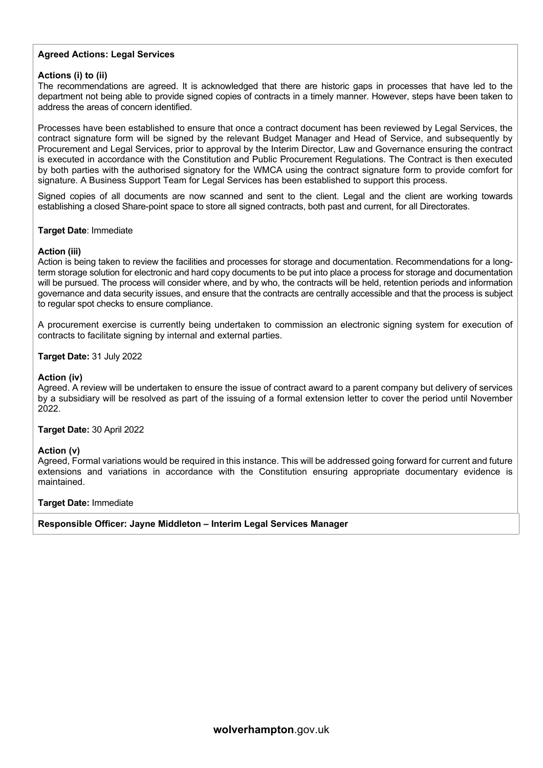**Agreed Actions: Legal Services**

**Actions (i) to (ii)**
The recommendations are agreed. It is acknowledged that there are historic gaps in processes that have led to the department not being able to provide signed copies of contracts in a timely manner. However, steps have been taken to address the areas of concern identified.

Processes have been established to ensure that once a contract document has been reviewed by Legal Services, the contract signature form will be signed by the relevant Budget Manager and Head of Service, and subsequently by Procurement and Legal Services, prior to approval by the Interim Director, Law and Governance ensuring the contract is executed in accordance with the Constitution and Public Procurement Regulations. The Contract is then executed by both parties with the authorised signatory for the WMCA using the contract signature form to provide comfort for signature. A Business Support Team for Legal Services has been established to support this process.

Signed copies of all documents are now scanned and sent to the client. Legal and the client are working towards establishing a closed Share-point space to store all signed contracts, both past and current, for all Directorates.

**Target Date**: Immediate

**Action (iii)**
Action is being taken to review the facilities and processes for storage and documentation. Recommendations for a long-term storage solution for electronic and hard copy documents to be put into place a process for storage and documentation will be pursued. The process will consider where, and by who, the contracts will be held, retention periods and information governance and data security issues, and ensure that the contracts are centrally accessible and that the process is subject to regular spot checks to ensure compliance.

A procurement exercise is currently being undertaken to commission an electronic signing system for execution of contracts to facilitate signing by internal and external parties.

**Target Date:** 31 July 2022

**Action (iv)**
Agreed. A review will be undertaken to ensure the issue of contract award to a parent company but delivery of services by a subsidiary will be resolved as part of the issuing of a formal extension letter to cover the period until November 2022.

**Target Date:** 30 April 2022

**Action (v)**
Agreed, Formal variations would be required in this instance. This will be addressed going forward for current and future extensions and variations in accordance with the Constitution ensuring appropriate documentary evidence is maintained.

**Target Date:** Immediate

**Responsible Officer: Jayne Middleton – Interim Legal Services Manager**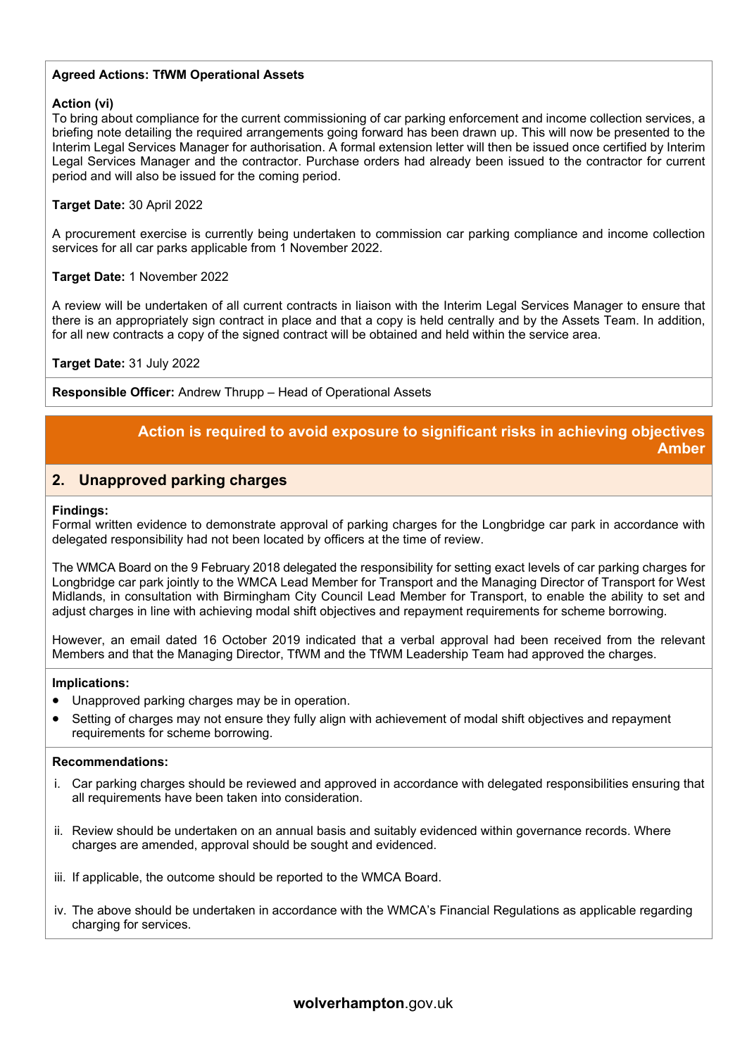**Agreed Actions: TfWM Operational Assets**

**Action (vi)**
To bring about compliance for the current commissioning of car parking enforcement and income collection services, a briefing note detailing the required arrangements going forward has been drawn up. This will now be presented to the Interim Legal Services Manager for authorisation. A formal extension letter will then be issued once certified by Interim Legal Services Manager and the contractor. Purchase orders had already been issued to the contractor for current period and will also be issued for the coming period.

**Target Date:** 30 April 2022

A procurement exercise is currently being undertaken to commission car parking compliance and income collection services for all car parks applicable from 1 November 2022.

**Target Date:** 1 November 2022

A review will be undertaken of all current contracts in liaison with the Interim Legal Services Manager to ensure that there is an appropriately sign contract in place and that a copy is held centrally and by the Assets Team. In addition, for all new contracts a copy of the signed contract will be obtained and held within the service area.

**Target Date:** 31 July 2022

**Responsible Officer:** Andrew Thrupp – Head of Operational Assets

**Action is required to avoid exposure to significant risks in achieving objectives**
**Amber**

## 2. Unapproved parking charges

**Findings:**
Formal written evidence to demonstrate approval of parking charges for the Longbridge car park in accordance with delegated responsibility had not been located by officers at the time of review.

The WMCA Board on the 9 February 2018 delegated the responsibility for setting exact levels of car parking charges for Longbridge car park jointly to the WMCA Lead Member for Transport and the Managing Director of Transport for West Midlands, in consultation with Birmingham City Council Lead Member for Transport, to enable the ability to set and adjust charges in line with achieving modal shift objectives and repayment requirements for scheme borrowing.

However, an email dated 16 October 2019 indicated that a verbal approval had been received from the relevant Members and that the Managing Director, TfWM and the TfWM Leadership Team had approved the charges.

**Implications:**

- Unapproved parking charges may be in operation.
- Setting of charges may not ensure they fully align with achievement of modal shift objectives and repayment requirements for scheme borrowing.

**Recommendations:**

i. Car parking charges should be reviewed and approved in accordance with delegated responsibilities ensuring that all requirements have been taken into consideration.

ii. Review should be undertaken on an annual basis and suitably evidenced within governance records. Where charges are amended, approval should be sought and evidenced.

iii. If applicable, the outcome should be reported to the WMCA Board.

iv. The above should be undertaken in accordance with the WMCA's Financial Regulations as applicable regarding charging for services.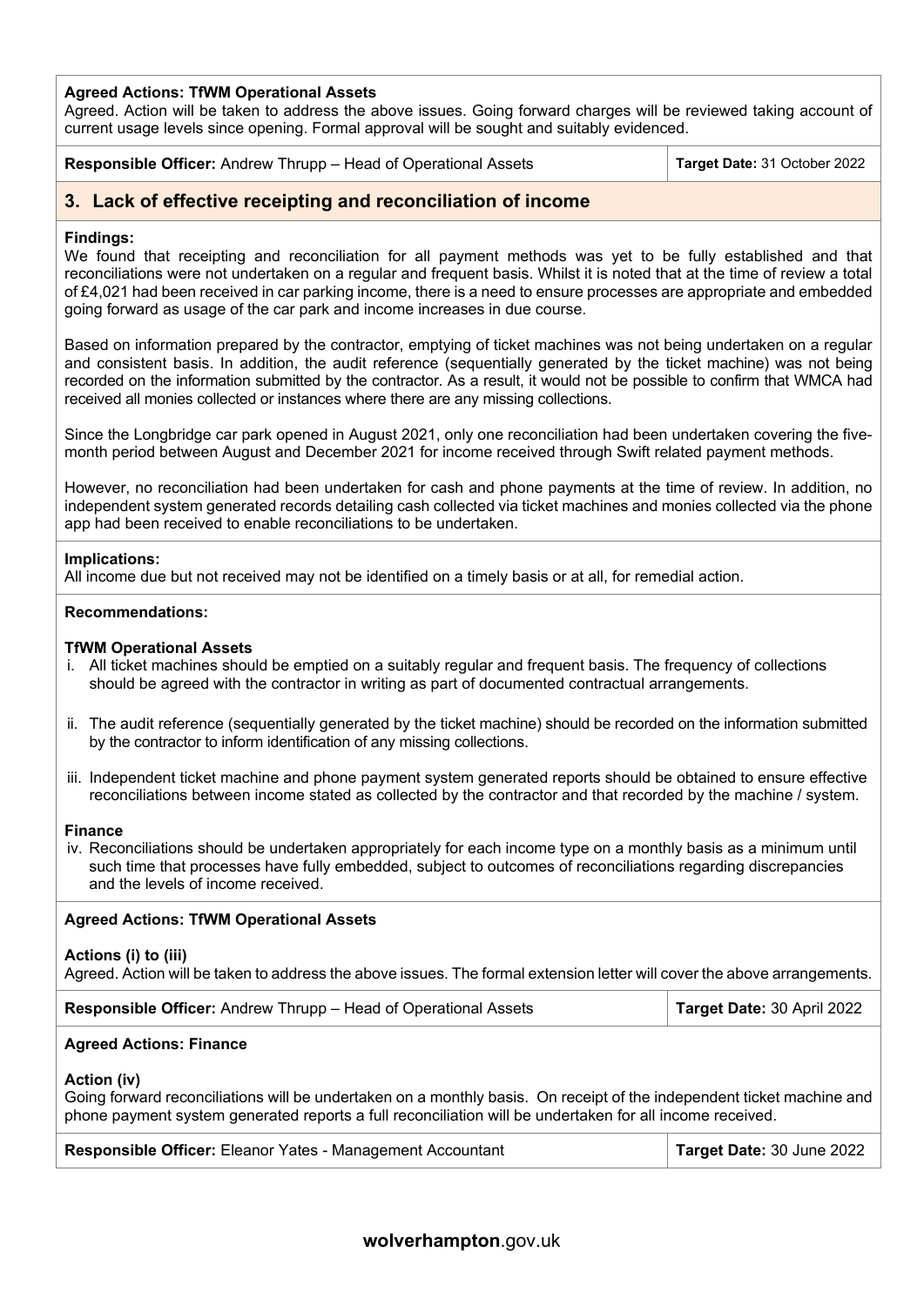**Agreed Actions: TfWM Operational Assets**

Agreed. Action will be taken to address the above issues. Going forward charges will be reviewed taking account of current usage levels since opening. Formal approval will be sought and suitably evidenced.

| **Responsible Officer:** Andrew Thrupp – Head of Operational Assets | **Target Date:** 31 October 2022 |
|---|---|

## 3. Lack of effective receipting and reconciliation of income

**Findings:**

We found that receipting and reconciliation for all payment methods was yet to be fully established and that reconciliations were not undertaken on a regular and frequent basis. Whilst it is noted that at the time of review a total of £4,021 had been received in car parking income, there is a need to ensure processes are appropriate and embedded going forward as usage of the car park and income increases in due course.

Based on information prepared by the contractor, emptying of ticket machines was not being undertaken on a regular and consistent basis. In addition, the audit reference (sequentially generated by the ticket machine) was not being recorded on the information submitted by the contractor. As a result, it would not be possible to confirm that WMCA had received all monies collected or instances where there are any missing collections.

Since the Longbridge car park opened in August 2021, only one reconciliation had been undertaken covering the five-month period between August and December 2021 for income received through Swift related payment methods.

However, no reconciliation had been undertaken for cash and phone payments at the time of review. In addition, no independent system generated records detailing cash collected via ticket machines and monies collected via the phone app had been received to enable reconciliations to be undertaken.

**Implications:**

All income due but not received may not be identified on a timely basis or at all, for remedial action.

**Recommendations:**

**TfWM Operational Assets**

i. All ticket machines should be emptied on a suitably regular and frequent basis. The frequency of collections should be agreed with the contractor in writing as part of documented contractual arrangements.

ii. The audit reference (sequentially generated by the ticket machine) should be recorded on the information submitted by the contractor to inform identification of any missing collections.

iii. Independent ticket machine and phone payment system generated reports should be obtained to ensure effective reconciliations between income stated as collected by the contractor and that recorded by the machine / system.

**Finance**

iv. Reconciliations should be undertaken appropriately for each income type on a monthly basis as a minimum until such time that processes have fully embedded, subject to outcomes of reconciliations regarding discrepancies and the levels of income received.

**Agreed Actions: TfWM Operational Assets**

**Actions (i) to (iii)**

Agreed. Action will be taken to address the above issues. The formal extension letter will cover the above arrangements.

| **Responsible Officer:** Andrew Thrupp – Head of Operational Assets | **Target Date:** 30 April 2022 |
|---|---|

**Agreed Actions: Finance**

**Action (iv)**

Going forward reconciliations will be undertaken on a monthly basis. On receipt of the independent ticket machine and phone payment system generated reports a full reconciliation will be undertaken for all income received.

| **Responsible Officer:** Eleanor Yates - Management Accountant | **Target Date:** 30 June 2022 |
|---|---|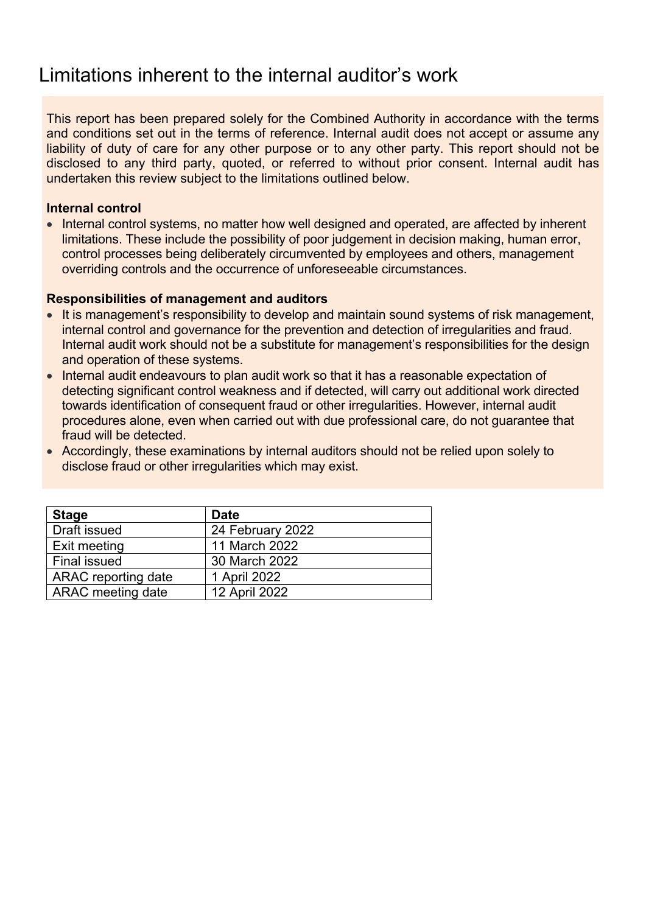# Limitations inherent to the internal auditor's work

This report has been prepared solely for the Combined Authority in accordance with the terms and conditions set out in the terms of reference. Internal audit does not accept or assume any liability of duty of care for any other purpose or to any other party. This report should not be disclosed to any third party, quoted, or referred to without prior consent. Internal audit has undertaken this review subject to the limitations outlined below.

**Internal control**

- Internal control systems, no matter how well designed and operated, are affected by inherent limitations. These include the possibility of poor judgement in decision making, human error, control processes being deliberately circumvented by employees and others, management overriding controls and the occurrence of unforeseeable circumstances.

**Responsibilities of management and auditors**

- It is management's responsibility to develop and maintain sound systems of risk management, internal control and governance for the prevention and detection of irregularities and fraud. Internal audit work should not be a substitute for management's responsibilities for the design and operation of these systems.
- Internal audit endeavours to plan audit work so that it has a reasonable expectation of detecting significant control weakness and if detected, will carry out additional work directed towards identification of consequent fraud or other irregularities. However, internal audit procedures alone, even when carried out with due professional care, do not guarantee that fraud will be detected.
- Accordingly, these examinations by internal auditors should not be relied upon solely to disclose fraud or other irregularities which may exist.

| Stage | Date |
|---|---|
| Draft issued | 24 February 2022 |
| Exit meeting | 11 March 2022 |
| Final issued | 30 March 2022 |
| ARAC reporting date | 1 April 2022 |
| ARAC meeting date | 12 April 2022 |